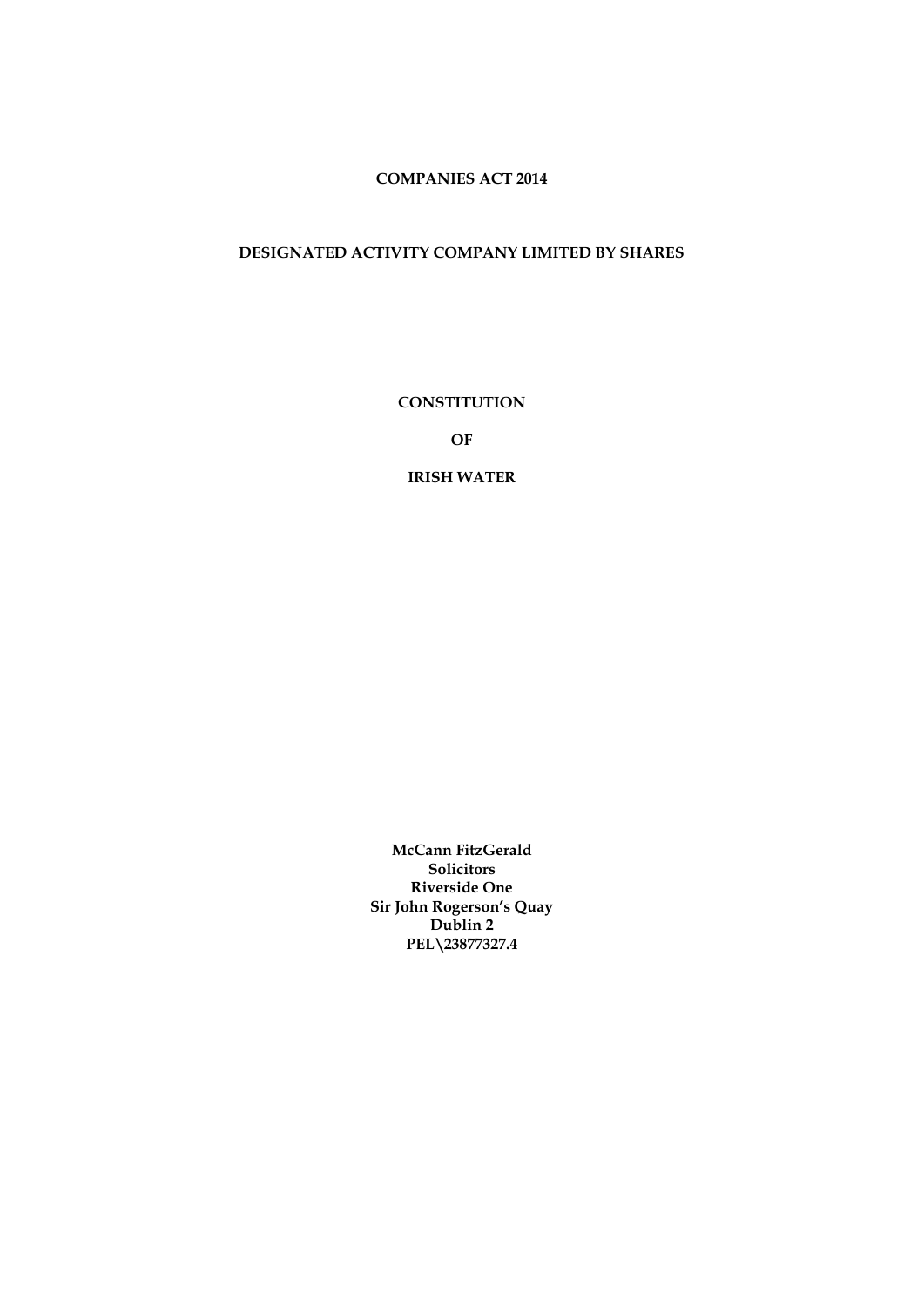**COMPANIES ACT 2014**

**DESIGNATED ACTIVITY COMPANY LIMITED BY SHARES**

# CONSTITUTION

# OF

# IRISH WATER

**McCann FitzGerald**
**Solicitors**
**Riverside One**
**Sir John Rogerson's Quay**
**Dublin 2**
**PEL\23877327.4**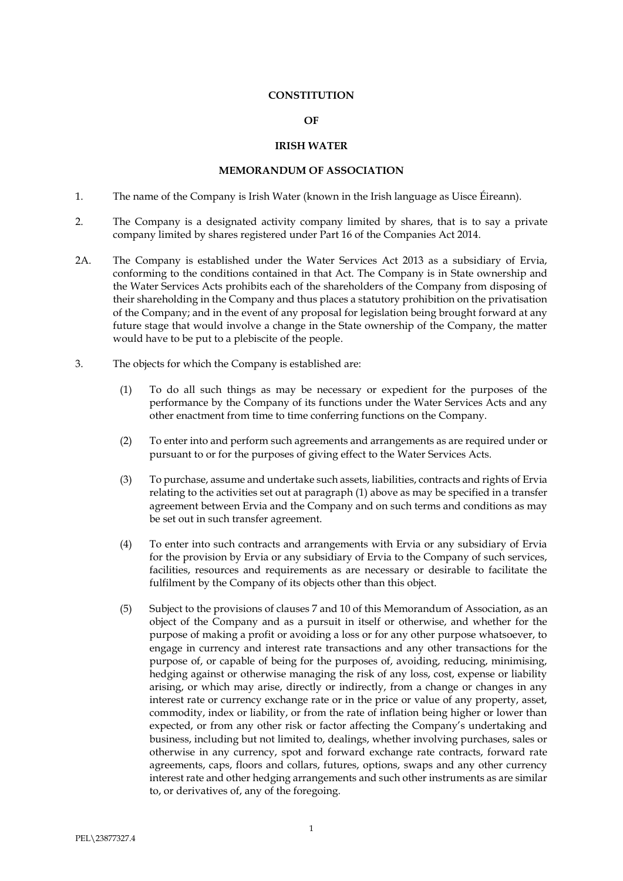**CONSTITUTION**

**OF**

**IRISH WATER**

**MEMORANDUM OF ASSOCIATION**

1. The name of the Company is Irish Water (known in the Irish language as Uisce Éireann).

2. The Company is a designated activity company limited by shares, that is to say a private company limited by shares registered under Part 16 of the Companies Act 2014.

2A. The Company is established under the Water Services Act 2013 as a subsidiary of Ervia, conforming to the conditions contained in that Act. The Company is in State ownership and the Water Services Acts prohibits each of the shareholders of the Company from disposing of their shareholding in the Company and thus places a statutory prohibition on the privatisation of the Company; and in the event of any proposal for legislation being brought forward at any future stage that would involve a change in the State ownership of the Company, the matter would have to be put to a plebiscite of the people.

3. The objects for which the Company is established are:

   (1) To do all such things as may be necessary or expedient for the purposes of the performance by the Company of its functions under the Water Services Acts and any other enactment from time to time conferring functions on the Company.

   (2) To enter into and perform such agreements and arrangements as are required under or pursuant to or for the purposes of giving effect to the Water Services Acts.

   (3) To purchase, assume and undertake such assets, liabilities, contracts and rights of Ervia relating to the activities set out at paragraph (1) above as may be specified in a transfer agreement between Ervia and the Company and on such terms and conditions as may be set out in such transfer agreement.

   (4) To enter into such contracts and arrangements with Ervia or any subsidiary of Ervia for the provision by Ervia or any subsidiary of Ervia to the Company of such services, facilities, resources and requirements as are necessary or desirable to facilitate the fulfilment by the Company of its objects other than this object.

   (5) Subject to the provisions of clauses 7 and 10 of this Memorandum of Association, as an object of the Company and as a pursuit in itself or otherwise, and whether for the purpose of making a profit or avoiding a loss or for any other purpose whatsoever, to engage in currency and interest rate transactions and any other transactions for the purpose of, or capable of being for the purposes of, avoiding, reducing, minimising, hedging against or otherwise managing the risk of any loss, cost, expense or liability arising, or which may arise, directly or indirectly, from a change or changes in any interest rate or currency exchange rate or in the price or value of any property, asset, commodity, index or liability, or from the rate of inflation being higher or lower than expected, or from any other risk or factor affecting the Company's undertaking and business, including but not limited to, dealings, whether involving purchases, sales or otherwise in any currency, spot and forward exchange rate contracts, forward rate agreements, caps, floors and collars, futures, options, swaps and any other currency interest rate and other hedging arrangements and such other instruments as are similar to, or derivatives of, any of the foregoing.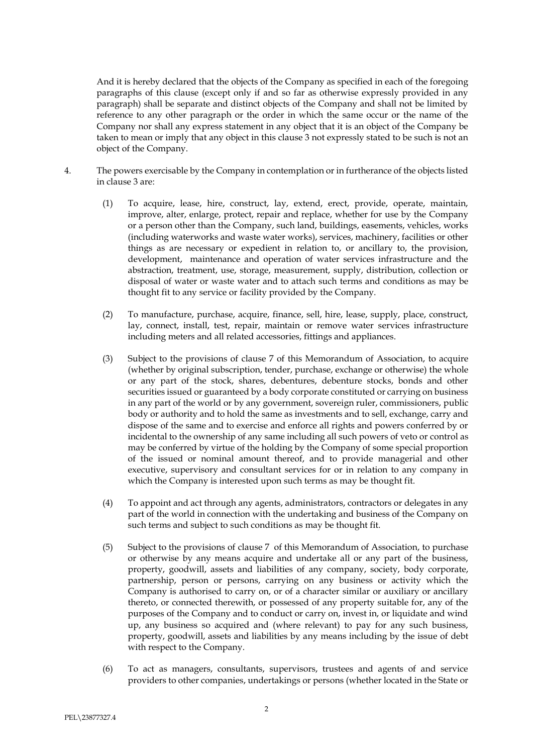And it is hereby declared that the objects of the Company as specified in each of the foregoing paragraphs of this clause (except only if and so far as otherwise expressly provided in any paragraph) shall be separate and distinct objects of the Company and shall not be limited by reference to any other paragraph or the order in which the same occur or the name of the Company nor shall any express statement in any object that it is an object of the Company be taken to mean or imply that any object in this clause 3 not expressly stated to be such is not an object of the Company.

4. The powers exercisable by the Company in contemplation or in furtherance of the objects listed in clause 3 are:

   (1) To acquire, lease, hire, construct, lay, extend, erect, provide, operate, maintain, improve, alter, enlarge, protect, repair and replace, whether for use by the Company or a person other than the Company, such land, buildings, easements, vehicles, works (including waterworks and waste water works), services, machinery, facilities or other things as are necessary or expedient in relation to, or ancillary to, the provision, development, maintenance and operation of water services infrastructure and the abstraction, treatment, use, storage, measurement, supply, distribution, collection or disposal of water or waste water and to attach such terms and conditions as may be thought fit to any service or facility provided by the Company.

   (2) To manufacture, purchase, acquire, finance, sell, hire, lease, supply, place, construct, lay, connect, install, test, repair, maintain or remove water services infrastructure including meters and all related accessories, fittings and appliances.

   (3) Subject to the provisions of clause 7 of this Memorandum of Association, to acquire (whether by original subscription, tender, purchase, exchange or otherwise) the whole or any part of the stock, shares, debentures, debenture stocks, bonds and other securities issued or guaranteed by a body corporate constituted or carrying on business in any part of the world or by any government, sovereign ruler, commissioners, public body or authority and to hold the same as investments and to sell, exchange, carry and dispose of the same and to exercise and enforce all rights and powers conferred by or incidental to the ownership of any same including all such powers of veto or control as may be conferred by virtue of the holding by the Company of some special proportion of the issued or nominal amount thereof, and to provide managerial and other executive, supervisory and consultant services for or in relation to any company in which the Company is interested upon such terms as may be thought fit.

   (4) To appoint and act through any agents, administrators, contractors or delegates in any part of the world in connection with the undertaking and business of the Company on such terms and subject to such conditions as may be thought fit.

   (5) Subject to the provisions of clause 7 of this Memorandum of Association, to purchase or otherwise by any means acquire and undertake all or any part of the business, property, goodwill, assets and liabilities of any company, society, body corporate, partnership, person or persons, carrying on any business or activity which the Company is authorised to carry on, or of a character similar or auxiliary or ancillary thereto, or connected therewith, or possessed of any property suitable for, any of the purposes of the Company and to conduct or carry on, invest in, or liquidate and wind up, any business so acquired and (where relevant) to pay for any such business, property, goodwill, assets and liabilities by any means including by the issue of debt with respect to the Company.

   (6) To act as managers, consultants, supervisors, trustees and agents of and service providers to other companies, undertakings or persons (whether located in the State or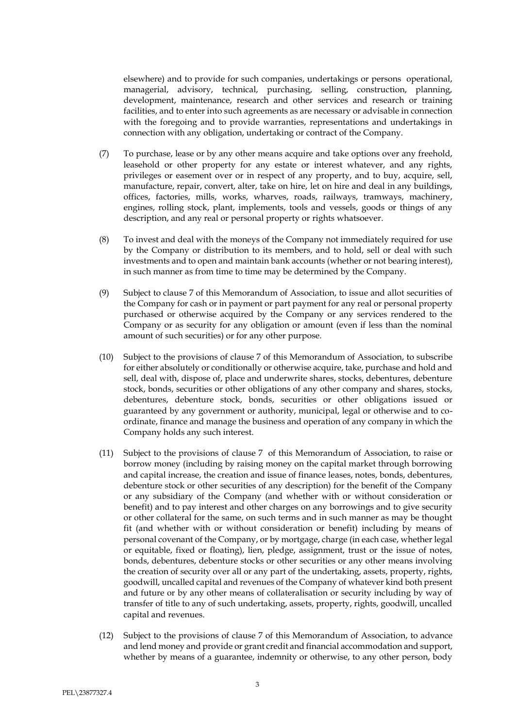elsewhere) and to provide for such companies, undertakings or persons operational, managerial, advisory, technical, purchasing, selling, construction, planning, development, maintenance, research and other services and research or training facilities, and to enter into such agreements as are necessary or advisable in connection with the foregoing and to provide warranties, representations and undertakings in connection with any obligation, undertaking or contract of the Company.

(7) To purchase, lease or by any other means acquire and take options over any freehold, leasehold or other property for any estate or interest whatever, and any rights, privileges or easement over or in respect of any property, and to buy, acquire, sell, manufacture, repair, convert, alter, take on hire, let on hire and deal in any buildings, offices, factories, mills, works, wharves, roads, railways, tramways, machinery, engines, rolling stock, plant, implements, tools and vessels, goods or things of any description, and any real or personal property or rights whatsoever.

(8) To invest and deal with the moneys of the Company not immediately required for use by the Company or distribution to its members, and to hold, sell or deal with such investments and to open and maintain bank accounts (whether or not bearing interest), in such manner as from time to time may be determined by the Company.

(9) Subject to clause 7 of this Memorandum of Association, to issue and allot securities of the Company for cash or in payment or part payment for any real or personal property purchased or otherwise acquired by the Company or any services rendered to the Company or as security for any obligation or amount (even if less than the nominal amount of such securities) or for any other purpose.

(10) Subject to the provisions of clause 7 of this Memorandum of Association, to subscribe for either absolutely or conditionally or otherwise acquire, take, purchase and hold and sell, deal with, dispose of, place and underwrite shares, stocks, debentures, debenture stock, bonds, securities or other obligations of any other company and shares, stocks, debentures, debenture stock, bonds, securities or other obligations issued or guaranteed by any government or authority, municipal, legal or otherwise and to co-ordinate, finance and manage the business and operation of any company in which the Company holds any such interest.

(11) Subject to the provisions of clause 7 of this Memorandum of Association, to raise or borrow money (including by raising money on the capital market through borrowing and capital increase, the creation and issue of finance leases, notes, bonds, debentures, debenture stock or other securities of any description) for the benefit of the Company or any subsidiary of the Company (and whether with or without consideration or benefit) and to pay interest and other charges on any borrowings and to give security or other collateral for the same, on such terms and in such manner as may be thought fit (and whether with or without consideration or benefit) including by means of personal covenant of the Company, or by mortgage, charge (in each case, whether legal or equitable, fixed or floating), lien, pledge, assignment, trust or the issue of notes, bonds, debentures, debenture stocks or any other means involving the creation of security over all or any part of the undertaking, assets, property, rights, goodwill, uncalled capital and revenues of the Company of whatever kind both present and future or by any other means of collateralisation or security including by way of transfer of title to any of such undertaking, assets, property, rights, goodwill, uncalled capital and revenues.

(12) Subject to the provisions of clause 7 of this Memorandum of Association, to advance and lend money and provide or grant credit and financial accommodation and support, whether by means of a guarantee, indemnity or otherwise, to any other person, body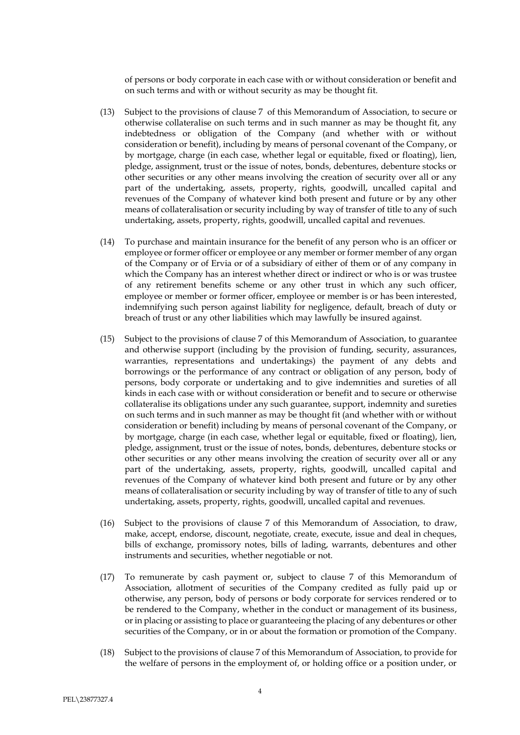of persons or body corporate in each case with or without consideration or benefit and on such terms and with or without security as may be thought fit.

(13) Subject to the provisions of clause 7 of this Memorandum of Association, to secure or otherwise collateralise on such terms and in such manner as may be thought fit, any indebtedness or obligation of the Company (and whether with or without consideration or benefit), including by means of personal covenant of the Company, or by mortgage, charge (in each case, whether legal or equitable, fixed or floating), lien, pledge, assignment, trust or the issue of notes, bonds, debentures, debenture stocks or other securities or any other means involving the creation of security over all or any part of the undertaking, assets, property, rights, goodwill, uncalled capital and revenues of the Company of whatever kind both present and future or by any other means of collateralisation or security including by way of transfer of title to any of such undertaking, assets, property, rights, goodwill, uncalled capital and revenues.

(14) To purchase and maintain insurance for the benefit of any person who is an officer or employee or former officer or employee or any member or former member of any organ of the Company or of Ervia or of a subsidiary of either of them or of any company in which the Company has an interest whether direct or indirect or who is or was trustee of any retirement benefits scheme or any other trust in which any such officer, employee or member or former officer, employee or member is or has been interested, indemnifying such person against liability for negligence, default, breach of duty or breach of trust or any other liabilities which may lawfully be insured against.

(15) Subject to the provisions of clause 7 of this Memorandum of Association, to guarantee and otherwise support (including by the provision of funding, security, assurances, warranties, representations and undertakings) the payment of any debts and borrowings or the performance of any contract or obligation of any person, body of persons, body corporate or undertaking and to give indemnities and sureties of all kinds in each case with or without consideration or benefit and to secure or otherwise collateralise its obligations under any such guarantee, support, indemnity and sureties on such terms and in such manner as may be thought fit (and whether with or without consideration or benefit) including by means of personal covenant of the Company, or by mortgage, charge (in each case, whether legal or equitable, fixed or floating), lien, pledge, assignment, trust or the issue of notes, bonds, debentures, debenture stocks or other securities or any other means involving the creation of security over all or any part of the undertaking, assets, property, rights, goodwill, uncalled capital and revenues of the Company of whatever kind both present and future or by any other means of collateralisation or security including by way of transfer of title to any of such undertaking, assets, property, rights, goodwill, uncalled capital and revenues.

(16) Subject to the provisions of clause 7 of this Memorandum of Association, to draw, make, accept, endorse, discount, negotiate, create, execute, issue and deal in cheques, bills of exchange, promissory notes, bills of lading, warrants, debentures and other instruments and securities, whether negotiable or not.

(17) To remunerate by cash payment or, subject to clause 7 of this Memorandum of Association, allotment of securities of the Company credited as fully paid up or otherwise, any person, body of persons or body corporate for services rendered or to be rendered to the Company, whether in the conduct or management of its business, or in placing or assisting to place or guaranteeing the placing of any debentures or other securities of the Company, or in or about the formation or promotion of the Company.

(18) Subject to the provisions of clause 7 of this Memorandum of Association, to provide for the welfare of persons in the employment of, or holding office or a position under, or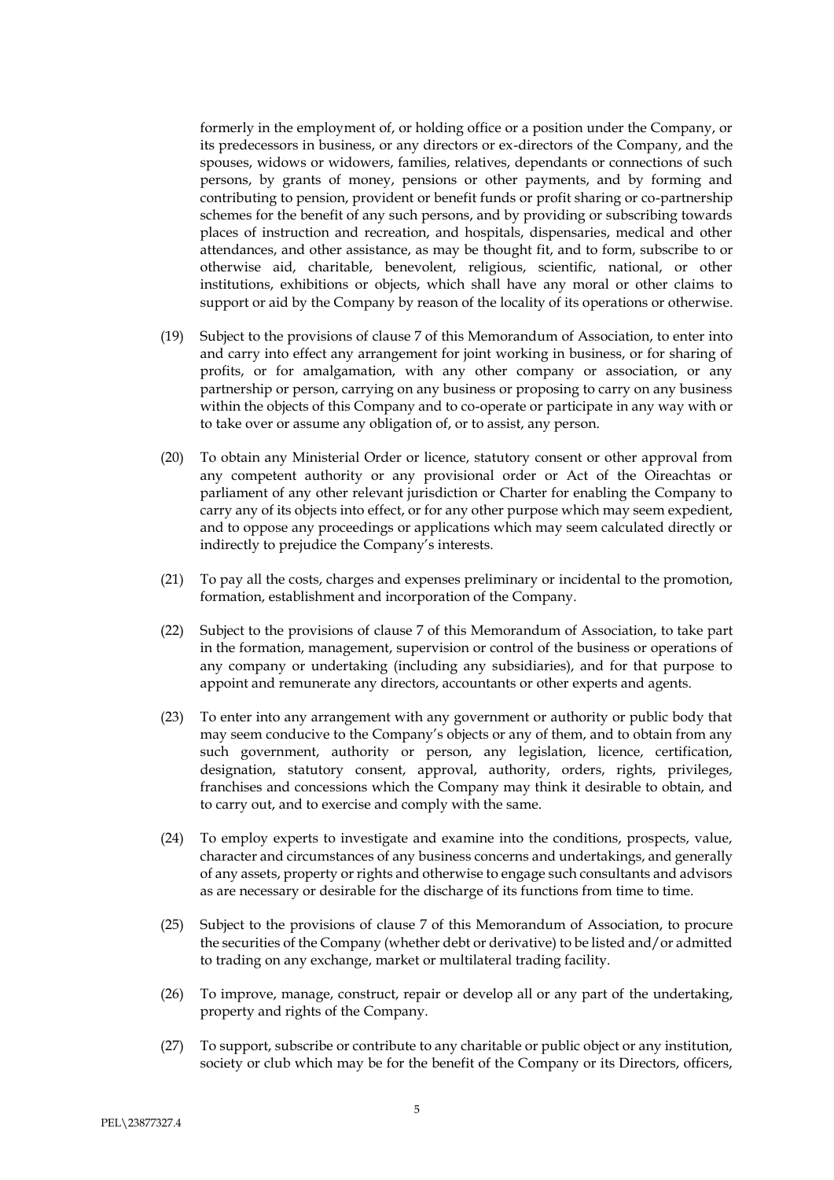formerly in the employment of, or holding office or a position under the Company, or its predecessors in business, or any directors or ex-directors of the Company, and the spouses, widows or widowers, families, relatives, dependants or connections of such persons, by grants of money, pensions or other payments, and by forming and contributing to pension, provident or benefit funds or profit sharing or co-partnership schemes for the benefit of any such persons, and by providing or subscribing towards places of instruction and recreation, and hospitals, dispensaries, medical and other attendances, and other assistance, as may be thought fit, and to form, subscribe to or otherwise aid, charitable, benevolent, religious, scientific, national, or other institutions, exhibitions or objects, which shall have any moral or other claims to support or aid by the Company by reason of the locality of its operations or otherwise.

(19) Subject to the provisions of clause 7 of this Memorandum of Association, to enter into and carry into effect any arrangement for joint working in business, or for sharing of profits, or for amalgamation, with any other company or association, or any partnership or person, carrying on any business or proposing to carry on any business within the objects of this Company and to co-operate or participate in any way with or to take over or assume any obligation of, or to assist, any person.

(20) To obtain any Ministerial Order or licence, statutory consent or other approval from any competent authority or any provisional order or Act of the Oireachtas or parliament of any other relevant jurisdiction or Charter for enabling the Company to carry any of its objects into effect, or for any other purpose which may seem expedient, and to oppose any proceedings or applications which may seem calculated directly or indirectly to prejudice the Company's interests.

(21) To pay all the costs, charges and expenses preliminary or incidental to the promotion, formation, establishment and incorporation of the Company.

(22) Subject to the provisions of clause 7 of this Memorandum of Association, to take part in the formation, management, supervision or control of the business or operations of any company or undertaking (including any subsidiaries), and for that purpose to appoint and remunerate any directors, accountants or other experts and agents.

(23) To enter into any arrangement with any government or authority or public body that may seem conducive to the Company's objects or any of them, and to obtain from any such government, authority or person, any legislation, licence, certification, designation, statutory consent, approval, authority, orders, rights, privileges, franchises and concessions which the Company may think it desirable to obtain, and to carry out, and to exercise and comply with the same.

(24) To employ experts to investigate and examine into the conditions, prospects, value, character and circumstances of any business concerns and undertakings, and generally of any assets, property or rights and otherwise to engage such consultants and advisors as are necessary or desirable for the discharge of its functions from time to time.

(25) Subject to the provisions of clause 7 of this Memorandum of Association, to procure the securities of the Company (whether debt or derivative) to be listed and/or admitted to trading on any exchange, market or multilateral trading facility.

(26) To improve, manage, construct, repair or develop all or any part of the undertaking, property and rights of the Company.

(27) To support, subscribe or contribute to any charitable or public object or any institution, society or club which may be for the benefit of the Company or its Directors, officers,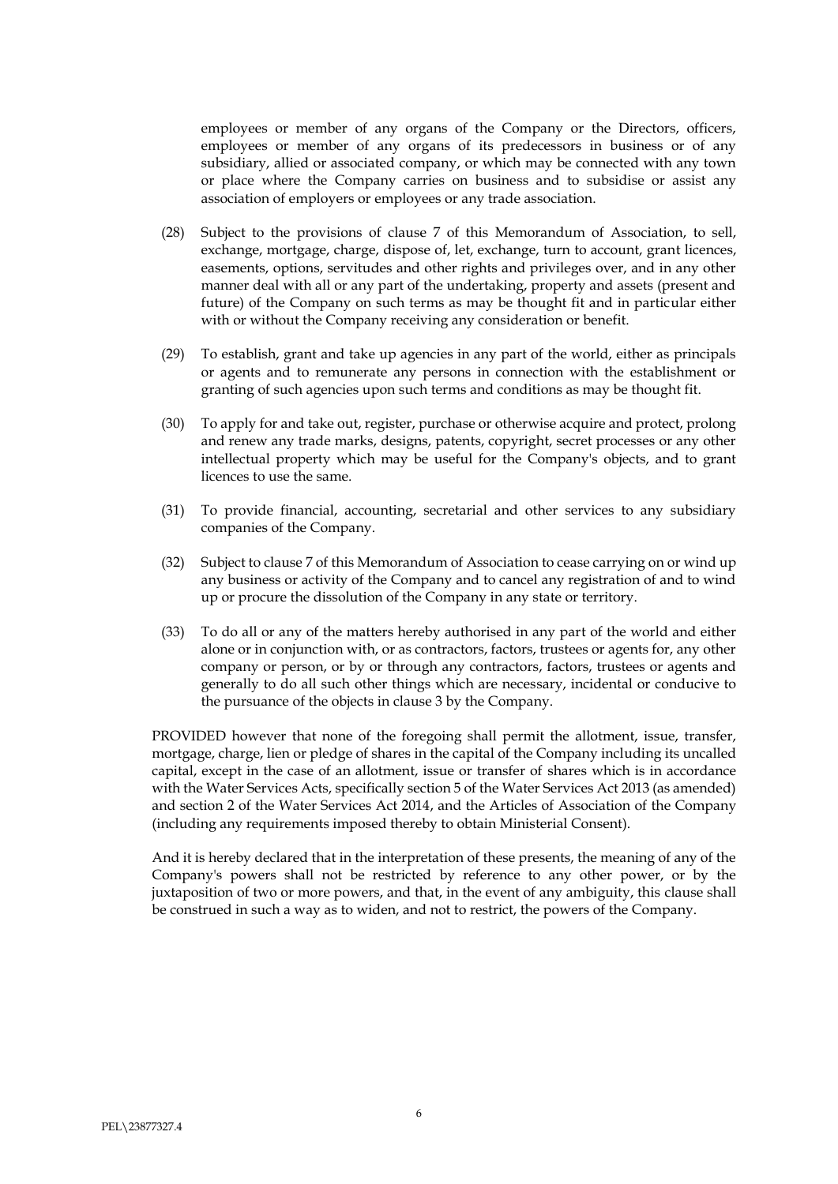employees or member of any organs of the Company or the Directors, officers, employees or member of any organs of its predecessors in business or of any subsidiary, allied or associated company, or which may be connected with any town or place where the Company carries on business and to subsidise or assist any association of employers or employees or any trade association.

(28) Subject to the provisions of clause 7 of this Memorandum of Association, to sell, exchange, mortgage, charge, dispose of, let, exchange, turn to account, grant licences, easements, options, servitudes and other rights and privileges over, and in any other manner deal with all or any part of the undertaking, property and assets (present and future) of the Company on such terms as may be thought fit and in particular either with or without the Company receiving any consideration or benefit.

(29) To establish, grant and take up agencies in any part of the world, either as principals or agents and to remunerate any persons in connection with the establishment or granting of such agencies upon such terms and conditions as may be thought fit.

(30) To apply for and take out, register, purchase or otherwise acquire and protect, prolong and renew any trade marks, designs, patents, copyright, secret processes or any other intellectual property which may be useful for the Company's objects, and to grant licences to use the same.

(31) To provide financial, accounting, secretarial and other services to any subsidiary companies of the Company.

(32) Subject to clause 7 of this Memorandum of Association to cease carrying on or wind up any business or activity of the Company and to cancel any registration of and to wind up or procure the dissolution of the Company in any state or territory.

(33) To do all or any of the matters hereby authorised in any part of the world and either alone or in conjunction with, or as contractors, factors, trustees or agents for, any other company or person, or by or through any contractors, factors, trustees or agents and generally to do all such other things which are necessary, incidental or conducive to the pursuance of the objects in clause 3 by the Company.

PROVIDED however that none of the foregoing shall permit the allotment, issue, transfer, mortgage, charge, lien or pledge of shares in the capital of the Company including its uncalled capital, except in the case of an allotment, issue or transfer of shares which is in accordance with the Water Services Acts, specifically section 5 of the Water Services Act 2013 (as amended) and section 2 of the Water Services Act 2014, and the Articles of Association of the Company (including any requirements imposed thereby to obtain Ministerial Consent).

And it is hereby declared that in the interpretation of these presents, the meaning of any of the Company's powers shall not be restricted by reference to any other power, or by the juxtaposition of two or more powers, and that, in the event of any ambiguity, this clause shall be construed in such a way as to widen, and not to restrict, the powers of the Company.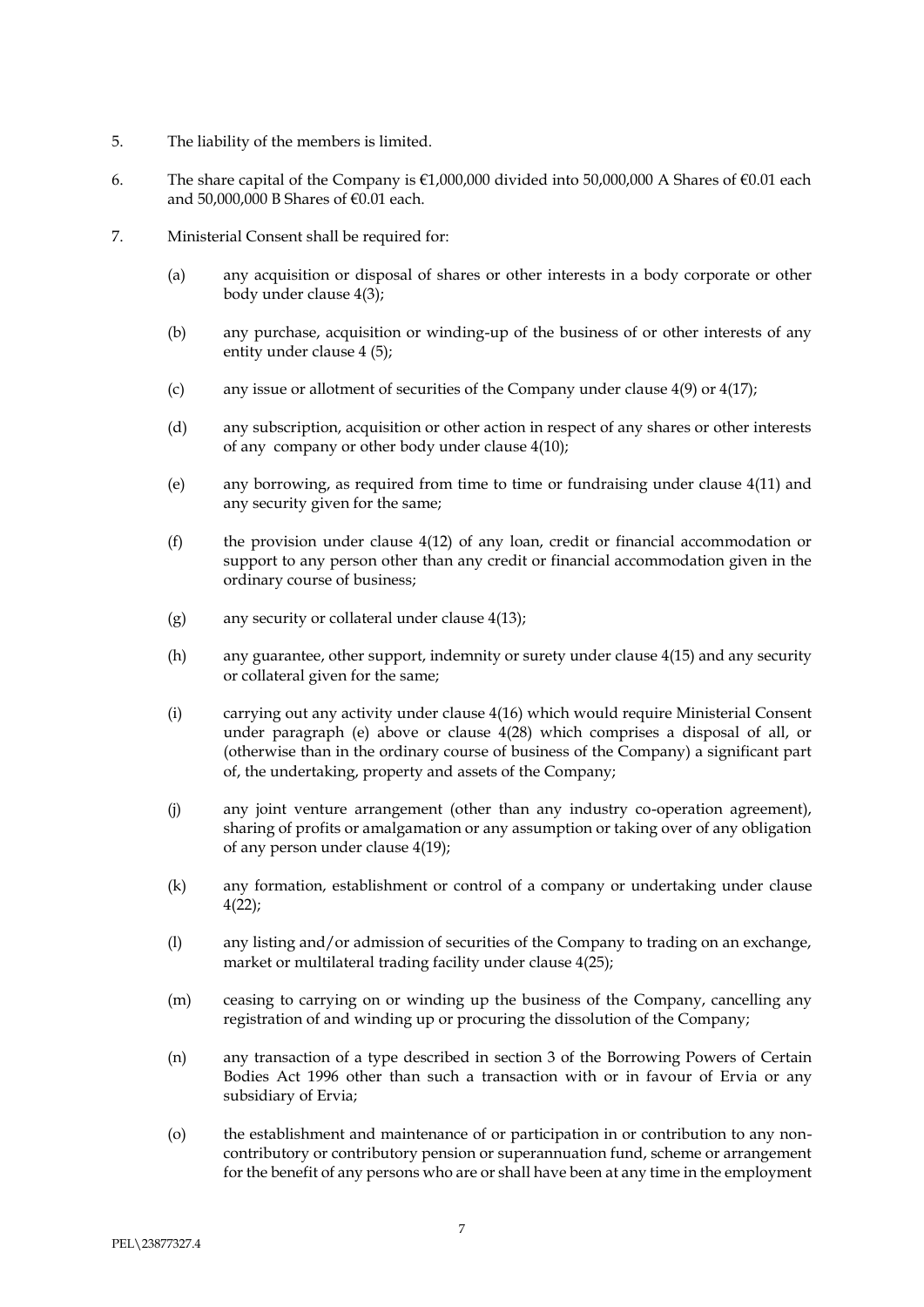5. The liability of the members is limited.

6. The share capital of the Company is €1,000,000 divided into 50,000,000 A Shares of €0.01 each and 50,000,000 B Shares of €0.01 each.

7. Ministerial Consent shall be required for:

   (a) any acquisition or disposal of shares or other interests in a body corporate or other body under clause 4(3);

   (b) any purchase, acquisition or winding-up of the business of or other interests of any entity under clause 4 (5);

   (c) any issue or allotment of securities of the Company under clause 4(9) or 4(17);

   (d) any subscription, acquisition or other action in respect of any shares or other interests of any company or other body under clause 4(10);

   (e) any borrowing, as required from time to time or fundraising under clause 4(11) and any security given for the same;

   (f) the provision under clause 4(12) of any loan, credit or financial accommodation or support to any person other than any credit or financial accommodation given in the ordinary course of business;

   (g) any security or collateral under clause 4(13);

   (h) any guarantee, other support, indemnity or surety under clause 4(15) and any security or collateral given for the same;

   (i) carrying out any activity under clause 4(16) which would require Ministerial Consent under paragraph (e) above or clause 4(28) which comprises a disposal of all, or (otherwise than in the ordinary course of business of the Company) a significant part of, the undertaking, property and assets of the Company;

   (j) any joint venture arrangement (other than any industry co-operation agreement), sharing of profits or amalgamation or any assumption or taking over of any obligation of any person under clause 4(19);

   (k) any formation, establishment or control of a company or undertaking under clause 4(22);

   (l) any listing and/or admission of securities of the Company to trading on an exchange, market or multilateral trading facility under clause 4(25);

   (m) ceasing to carrying on or winding up the business of the Company, cancelling any registration of and winding up or procuring the dissolution of the Company;

   (n) any transaction of a type described in section 3 of the Borrowing Powers of Certain Bodies Act 1996 other than such a transaction with or in favour of Ervia or any subsidiary of Ervia;

   (o) the establishment and maintenance of or participation in or contribution to any non-contributory or contributory pension or superannuation fund, scheme or arrangement for the benefit of any persons who are or shall have been at any time in the employment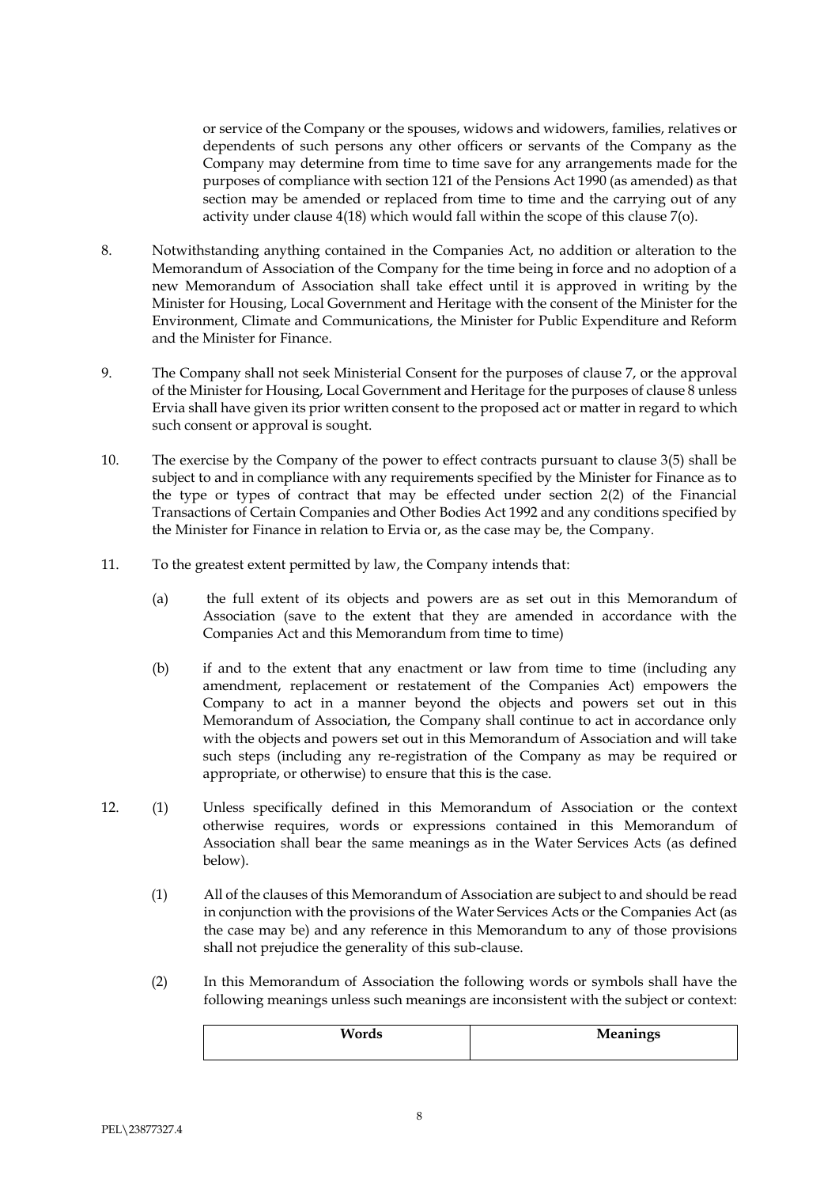or service of the Company or the spouses, widows and widowers, families, relatives or dependents of such persons any other officers or servants of the Company as the Company may determine from time to time save for any arrangements made for the purposes of compliance with section 121 of the Pensions Act 1990 (as amended) as that section may be amended or replaced from time to time and the carrying out of any activity under clause 4(18) which would fall within the scope of this clause 7(o).

8. Notwithstanding anything contained in the Companies Act, no addition or alteration to the Memorandum of Association of the Company for the time being in force and no adoption of a new Memorandum of Association shall take effect until it is approved in writing by the Minister for Housing, Local Government and Heritage with the consent of the Minister for the Environment, Climate and Communications, the Minister for Public Expenditure and Reform and the Minister for Finance.

9. The Company shall not seek Ministerial Consent for the purposes of clause 7, or the approval of the Minister for Housing, Local Government and Heritage for the purposes of clause 8 unless Ervia shall have given its prior written consent to the proposed act or matter in regard to which such consent or approval is sought.

10. The exercise by the Company of the power to effect contracts pursuant to clause 3(5) shall be subject to and in compliance with any requirements specified by the Minister for Finance as to the type or types of contract that may be effected under section 2(2) of the Financial Transactions of Certain Companies and Other Bodies Act 1992 and any conditions specified by the Minister for Finance in relation to Ervia or, as the case may be, the Company.

11. To the greatest extent permitted by law, the Company intends that:

    (a) the full extent of its objects and powers are as set out in this Memorandum of Association (save to the extent that they are amended in accordance with the Companies Act and this Memorandum from time to time)

    (b) if and to the extent that any enactment or law from time to time (including any amendment, replacement or restatement of the Companies Act) empowers the Company to act in a manner beyond the objects and powers set out in this Memorandum of Association, the Company shall continue to act in accordance only with the objects and powers set out in this Memorandum of Association and will take such steps (including any re-registration of the Company as may be required or appropriate, or otherwise) to ensure that this is the case.

12. (1) Unless specifically defined in this Memorandum of Association or the context otherwise requires, words or expressions contained in this Memorandum of Association shall bear the same meanings as in the Water Services Acts (as defined below).

    (1) All of the clauses of this Memorandum of Association are subject to and should be read in conjunction with the provisions of the Water Services Acts or the Companies Act (as the case may be) and any reference in this Memorandum to any of those provisions shall not prejudice the generality of this sub-clause.

    (2) In this Memorandum of Association the following words or symbols shall have the following meanings unless such meanings are inconsistent with the subject or context:

| Words | Meanings |
| --- | --- |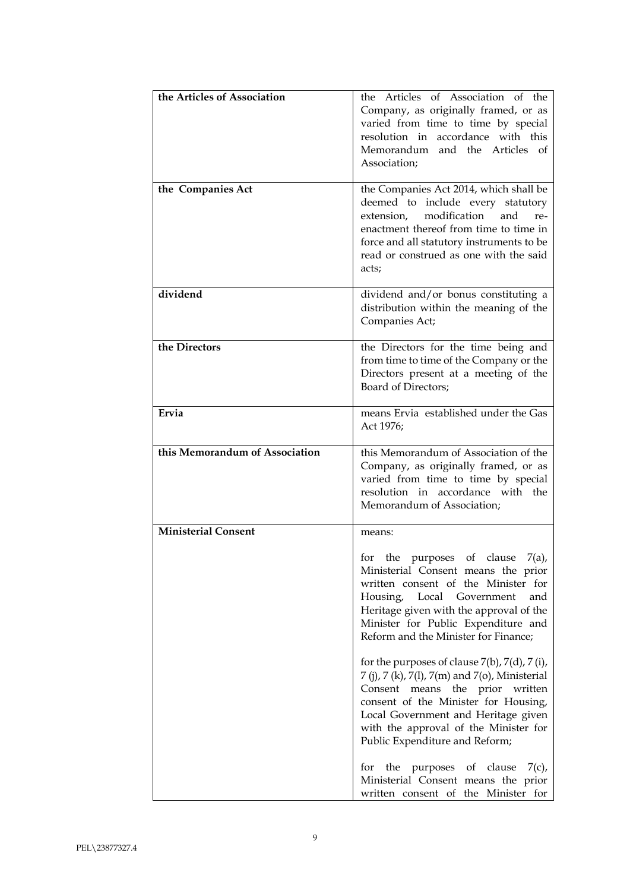| | |
|---|---|
| **the Articles of Association** | the Articles of Association of the Company, as originally framed, or as varied from time to time by special resolution in accordance with this Memorandum and the Articles of Association; |
| **the Companies Act** | the Companies Act 2014, which shall be deemed to include every statutory extension, modification and re-enactment thereof from time to time in force and all statutory instruments to be read or construed as one with the said acts; |
| **dividend** | dividend and/or bonus constituting a distribution within the meaning of the Companies Act; |
| **the Directors** | the Directors for the time being and from time to time of the Company or the Directors present at a meeting of the Board of Directors; |
| **Ervia** | means Ervia established under the Gas Act 1976; |
| **this Memorandum of Association** | this Memorandum of Association of the Company, as originally framed, or as varied from time to time by special resolution in accordance with the Memorandum of Association; |
| **Ministerial Consent** | means:<br><br>for the purposes of clause 7(a), Ministerial Consent means the prior written consent of the Minister for Housing, Local Government and Heritage given with the approval of the Minister for Public Expenditure and Reform and the Minister for Finance;<br><br>for the purposes of clause 7(b), 7(d), 7 (i), 7 (j), 7 (k), 7(l), 7(m) and 7(o), Ministerial Consent means the prior written consent of the Minister for Housing, Local Government and Heritage given with the approval of the Minister for Public Expenditure and Reform;<br><br>for the purposes of clause 7(c), Ministerial Consent means the prior written consent of the Minister for |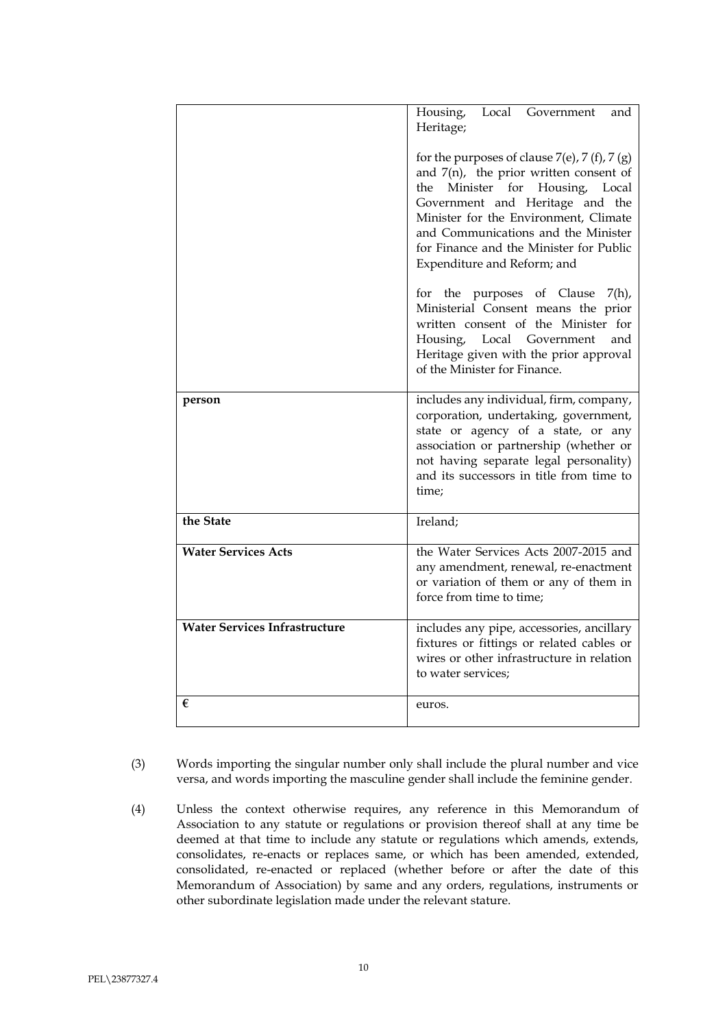| | |
|---|---|
| | Housing, Local Government and Heritage;<br><br>for the purposes of clause 7(e), 7 (f), 7 (g) and 7(n), the prior written consent of the Minister for Housing, Local Government and Heritage and the Minister for the Environment, Climate and Communications and the Minister for Finance and the Minister for Public Expenditure and Reform; and<br><br>for the purposes of Clause 7(h), Ministerial Consent means the prior written consent of the Minister for Housing, Local Government and Heritage given with the prior approval of the Minister for Finance. |
| **person** | includes any individual, firm, company, corporation, undertaking, government, state or agency of a state, or any association or partnership (whether or not having separate legal personality) and its successors in title from time to time; |
| **the State** | Ireland; |
| **Water Services Acts** | the Water Services Acts 2007-2015 and any amendment, renewal, re-enactment or variation of them or any of them in force from time to time; |
| **Water Services Infrastructure** | includes any pipe, accessories, ancillary fixtures or fittings or related cables or wires or other infrastructure in relation to water services; |
| **€** | euros. |

(3) Words importing the singular number only shall include the plural number and vice versa, and words importing the masculine gender shall include the feminine gender.

(4) Unless the context otherwise requires, any reference in this Memorandum of Association to any statute or regulations or provision thereof shall at any time be deemed at that time to include any statute or regulations which amends, extends, consolidates, re-enacts or replaces same, or which has been amended, extended, consolidated, re-enacted or replaced (whether before or after the date of this Memorandum of Association) by same and any orders, regulations, instruments or other subordinate legislation made under the relevant stature.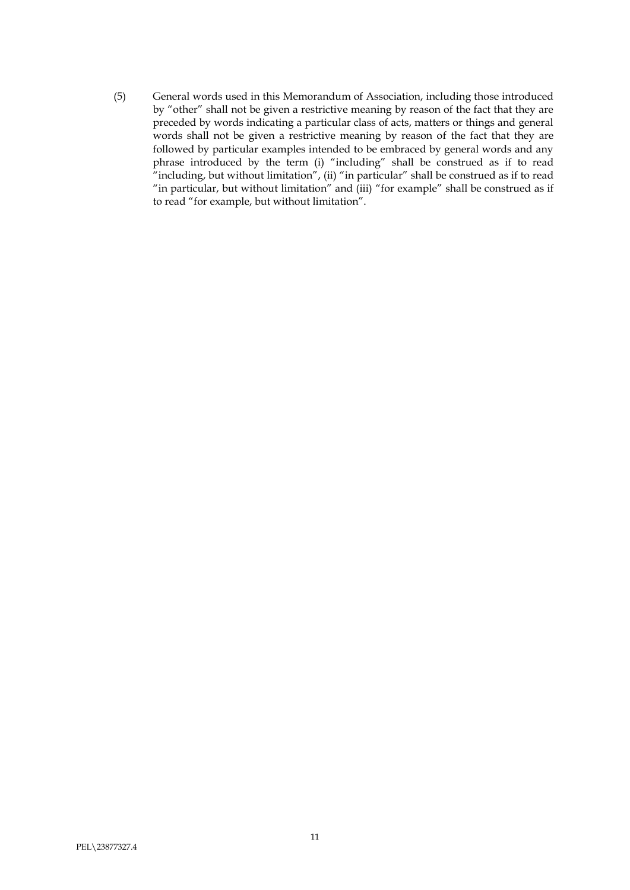(5) General words used in this Memorandum of Association, including those introduced by "other" shall not be given a restrictive meaning by reason of the fact that they are preceded by words indicating a particular class of acts, matters or things and general words shall not be given a restrictive meaning by reason of the fact that they are followed by particular examples intended to be embraced by general words and any phrase introduced by the term (i) "including" shall be construed as if to read "including, but without limitation", (ii) "in particular" shall be construed as if to read "in particular, but without limitation" and (iii) "for example" shall be construed as if to read "for example, but without limitation".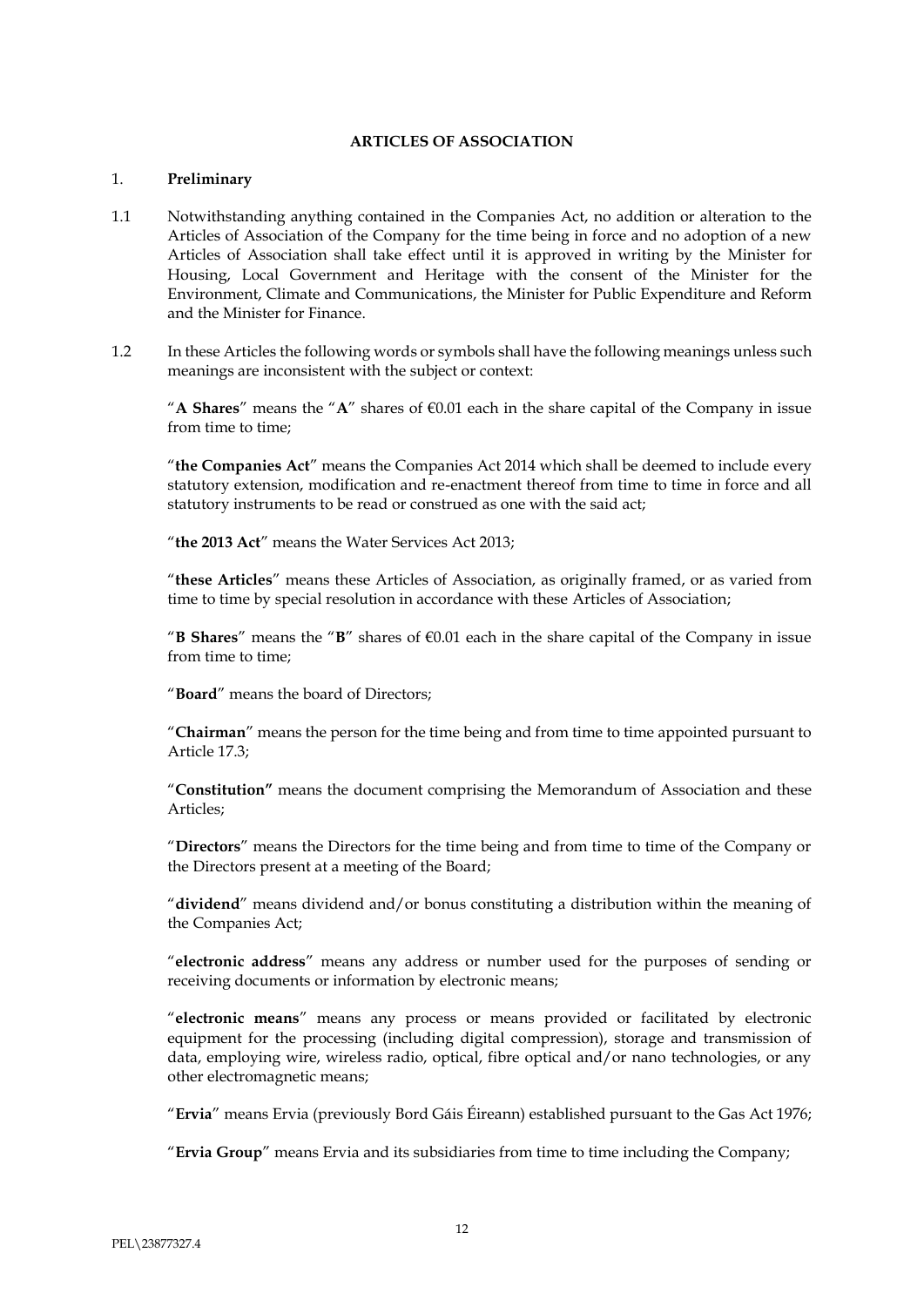**ARTICLES OF ASSOCIATION**

1. **Preliminary**

1.1 Notwithstanding anything contained in the Companies Act, no addition or alteration to the Articles of Association of the Company for the time being in force and no adoption of a new Articles of Association shall take effect until it is approved in writing by the Minister for Housing, Local Government and Heritage with the consent of the Minister for the Environment, Climate and Communications, the Minister for Public Expenditure and Reform and the Minister for Finance.

1.2 In these Articles the following words or symbols shall have the following meanings unless such meanings are inconsistent with the subject or context:

"**A Shares**" means the "**A**" shares of €0.01 each in the share capital of the Company in issue from time to time;

"**the Companies Act**" means the Companies Act 2014 which shall be deemed to include every statutory extension, modification and re-enactment thereof from time to time in force and all statutory instruments to be read or construed as one with the said act;

"**the 2013 Act**" means the Water Services Act 2013;

"**these Articles**" means these Articles of Association, as originally framed, or as varied from time to time by special resolution in accordance with these Articles of Association;

"**B Shares**" means the "**B**" shares of €0.01 each in the share capital of the Company in issue from time to time;

"**Board**" means the board of Directors;

"**Chairman**" means the person for the time being and from time to time appointed pursuant to Article 17.3;

"**Constitution"** means the document comprising the Memorandum of Association and these Articles;

"**Directors**" means the Directors for the time being and from time to time of the Company or the Directors present at a meeting of the Board;

"**dividend**" means dividend and/or bonus constituting a distribution within the meaning of the Companies Act;

"**electronic address**" means any address or number used for the purposes of sending or receiving documents or information by electronic means;

"**electronic means**" means any process or means provided or facilitated by electronic equipment for the processing (including digital compression), storage and transmission of data, employing wire, wireless radio, optical, fibre optical and/or nano technologies, or any other electromagnetic means;

"**Ervia**" means Ervia (previously Bord Gáis Éireann) established pursuant to the Gas Act 1976;

"**Ervia Group**" means Ervia and its subsidiaries from time to time including the Company;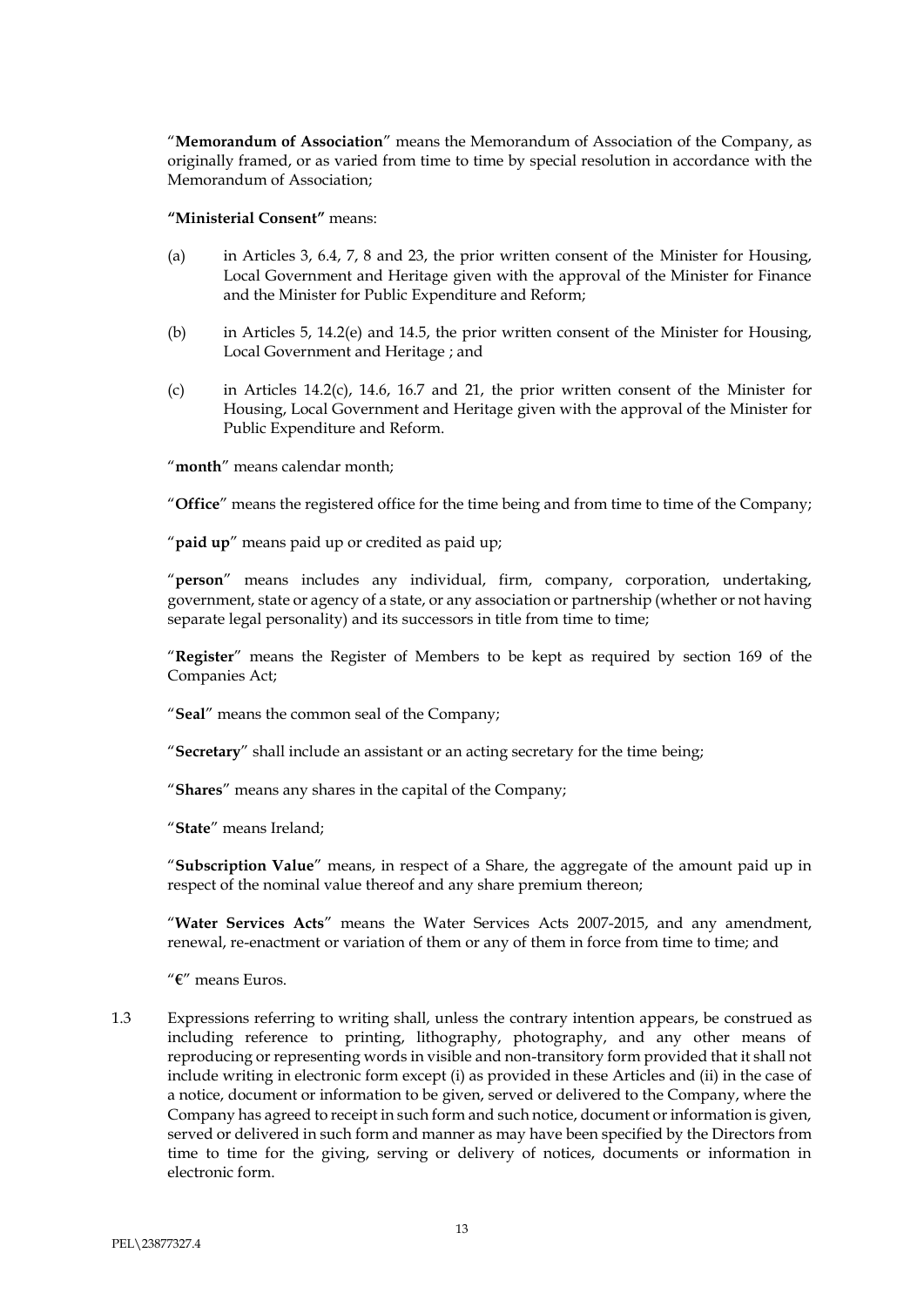"**Memorandum of Association**" means the Memorandum of Association of the Company, as originally framed, or as varied from time to time by special resolution in accordance with the Memorandum of Association;

**"Ministerial Consent"** means:

(a) in Articles 3, 6.4, 7, 8 and 23, the prior written consent of the Minister for Housing, Local Government and Heritage given with the approval of the Minister for Finance and the Minister for Public Expenditure and Reform;

(b) in Articles 5, 14.2(e) and 14.5, the prior written consent of the Minister for Housing, Local Government and Heritage ; and

(c) in Articles 14.2(c), 14.6, 16.7 and 21, the prior written consent of the Minister for Housing, Local Government and Heritage given with the approval of the Minister for Public Expenditure and Reform.

"**month**" means calendar month;

"**Office**" means the registered office for the time being and from time to time of the Company;

"**paid up**" means paid up or credited as paid up;

"**person**" means includes any individual, firm, company, corporation, undertaking, government, state or agency of a state, or any association or partnership (whether or not having separate legal personality) and its successors in title from time to time;

"**Register**" means the Register of Members to be kept as required by section 169 of the Companies Act;

"**Seal**" means the common seal of the Company;

"**Secretary**" shall include an assistant or an acting secretary for the time being;

"**Shares**" means any shares in the capital of the Company;

"**State**" means Ireland;

"**Subscription Value**" means, in respect of a Share, the aggregate of the amount paid up in respect of the nominal value thereof and any share premium thereon;

"**Water Services Acts**" means the Water Services Acts 2007-2015, and any amendment, renewal, re-enactment or variation of them or any of them in force from time to time; and

"**€**" means Euros.

1.3 Expressions referring to writing shall, unless the contrary intention appears, be construed as including reference to printing, lithography, photography, and any other means of reproducing or representing words in visible and non-transitory form provided that it shall not include writing in electronic form except (i) as provided in these Articles and (ii) in the case of a notice, document or information to be given, served or delivered to the Company, where the Company has agreed to receipt in such form and such notice, document or information is given, served or delivered in such form and manner as may have been specified by the Directors from time to time for the giving, serving or delivery of notices, documents or information in electronic form.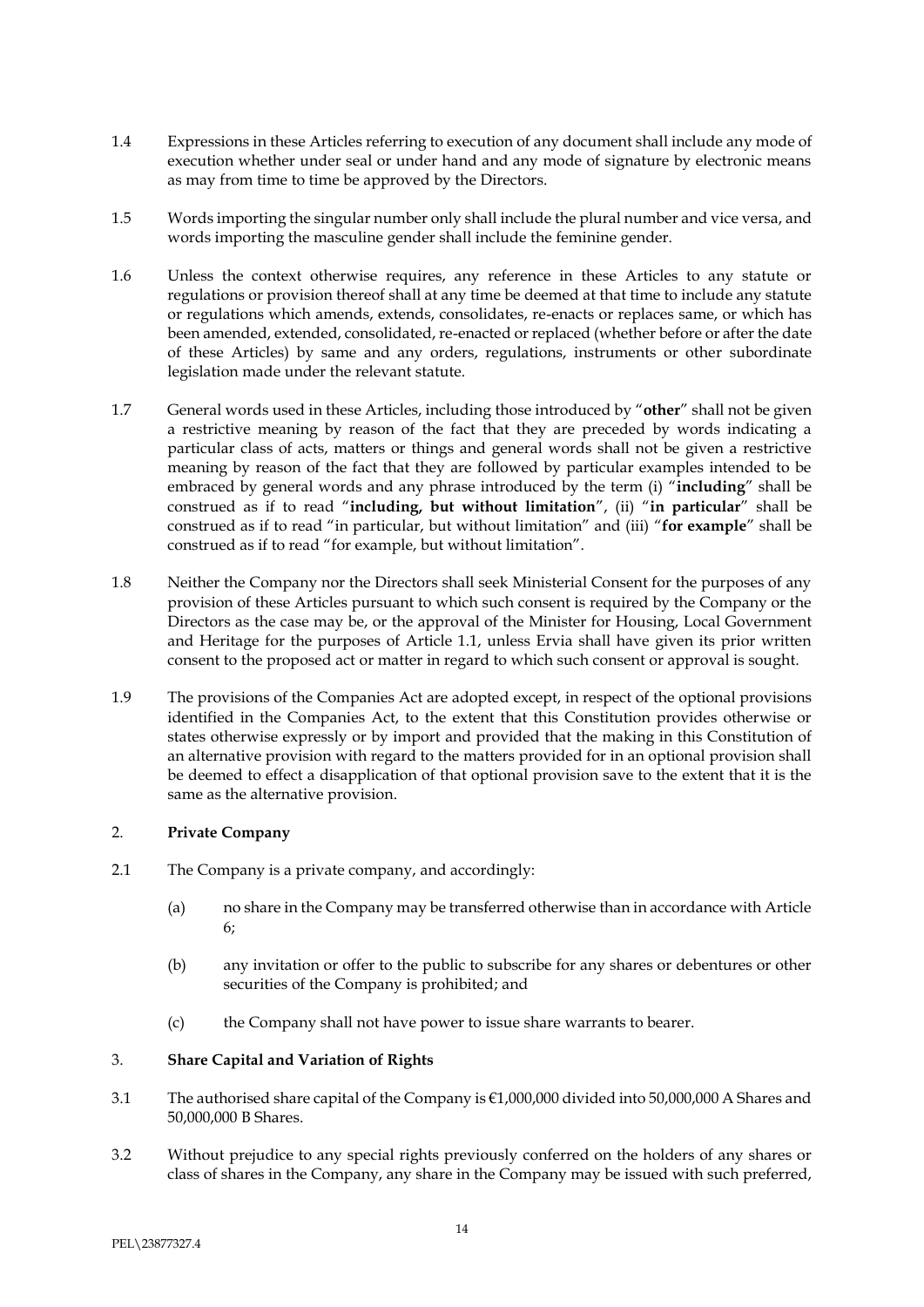1.4 Expressions in these Articles referring to execution of any document shall include any mode of execution whether under seal or under hand and any mode of signature by electronic means as may from time to time be approved by the Directors.

1.5 Words importing the singular number only shall include the plural number and vice versa, and words importing the masculine gender shall include the feminine gender.

1.6 Unless the context otherwise requires, any reference in these Articles to any statute or regulations or provision thereof shall at any time be deemed at that time to include any statute or regulations which amends, extends, consolidates, re-enacts or replaces same, or which has been amended, extended, consolidated, re-enacted or replaced (whether before or after the date of these Articles) by same and any orders, regulations, instruments or other subordinate legislation made under the relevant statute.

1.7 General words used in these Articles, including those introduced by "**other**" shall not be given a restrictive meaning by reason of the fact that they are preceded by words indicating a particular class of acts, matters or things and general words shall not be given a restrictive meaning by reason of the fact that they are followed by particular examples intended to be embraced by general words and any phrase introduced by the term (i) "**including**" shall be construed as if to read "**including, but without limitation**", (ii) "**in particular**" shall be construed as if to read "in particular, but without limitation" and (iii) "**for example**" shall be construed as if to read "for example, but without limitation".

1.8 Neither the Company nor the Directors shall seek Ministerial Consent for the purposes of any provision of these Articles pursuant to which such consent is required by the Company or the Directors as the case may be, or the approval of the Minister for Housing, Local Government and Heritage for the purposes of Article 1.1, unless Ervia shall have given its prior written consent to the proposed act or matter in regard to which such consent or approval is sought.

1.9 The provisions of the Companies Act are adopted except, in respect of the optional provisions identified in the Companies Act, to the extent that this Constitution provides otherwise or states otherwise expressly or by import and provided that the making in this Constitution of an alternative provision with regard to the matters provided for in an optional provision shall be deemed to effect a disapplication of that optional provision save to the extent that it is the same as the alternative provision.

## 2. Private Company

2.1 The Company is a private company, and accordingly:

(a) no share in the Company may be transferred otherwise than in accordance with Article 6;

(b) any invitation or offer to the public to subscribe for any shares or debentures or other securities of the Company is prohibited; and

(c) the Company shall not have power to issue share warrants to bearer.

## 3. Share Capital and Variation of Rights

3.1 The authorised share capital of the Company is €1,000,000 divided into 50,000,000 A Shares and 50,000,000 B Shares.

3.2 Without prejudice to any special rights previously conferred on the holders of any shares or class of shares in the Company, any share in the Company may be issued with such preferred,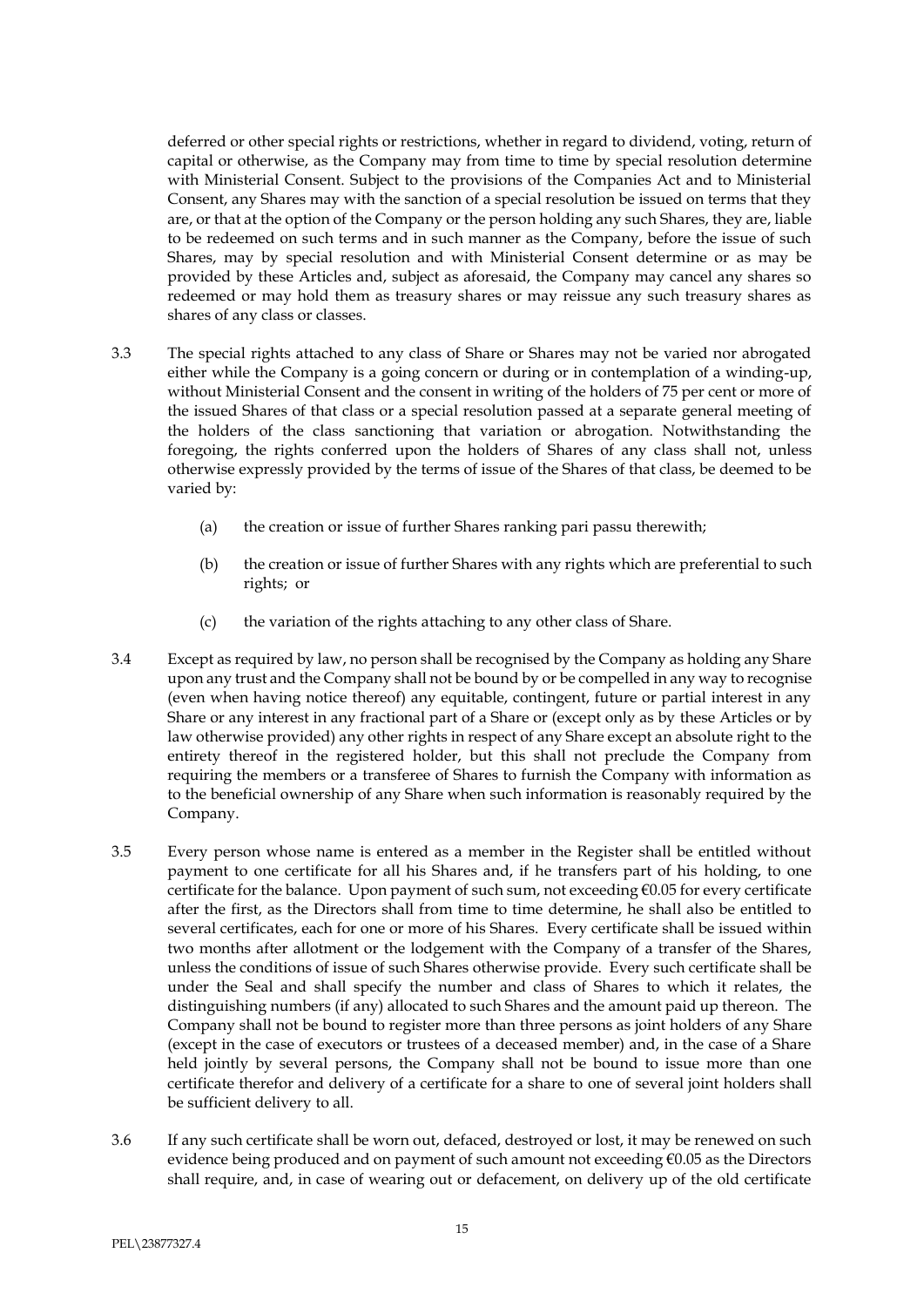deferred or other special rights or restrictions, whether in regard to dividend, voting, return of capital or otherwise, as the Company may from time to time by special resolution determine with Ministerial Consent. Subject to the provisions of the Companies Act and to Ministerial Consent, any Shares may with the sanction of a special resolution be issued on terms that they are, or that at the option of the Company or the person holding any such Shares, they are, liable to be redeemed on such terms and in such manner as the Company, before the issue of such Shares, may by special resolution and with Ministerial Consent determine or as may be provided by these Articles and, subject as aforesaid, the Company may cancel any shares so redeemed or may hold them as treasury shares or may reissue any such treasury shares as shares of any class or classes.

3.3 The special rights attached to any class of Share or Shares may not be varied nor abrogated either while the Company is a going concern or during or in contemplation of a winding-up, without Ministerial Consent and the consent in writing of the holders of 75 per cent or more of the issued Shares of that class or a special resolution passed at a separate general meeting of the holders of the class sanctioning that variation or abrogation. Notwithstanding the foregoing, the rights conferred upon the holders of Shares of any class shall not, unless otherwise expressly provided by the terms of issue of the Shares of that class, be deemed to be varied by:

(a) the creation or issue of further Shares ranking pari passu therewith;

(b) the creation or issue of further Shares with any rights which are preferential to such rights; or

(c) the variation of the rights attaching to any other class of Share.

3.4 Except as required by law, no person shall be recognised by the Company as holding any Share upon any trust and the Company shall not be bound by or be compelled in any way to recognise (even when having notice thereof) any equitable, contingent, future or partial interest in any Share or any interest in any fractional part of a Share or (except only as by these Articles or by law otherwise provided) any other rights in respect of any Share except an absolute right to the entirety thereof in the registered holder, but this shall not preclude the Company from requiring the members or a transferee of Shares to furnish the Company with information as to the beneficial ownership of any Share when such information is reasonably required by the Company.

3.5 Every person whose name is entered as a member in the Register shall be entitled without payment to one certificate for all his Shares and, if he transfers part of his holding, to one certificate for the balance. Upon payment of such sum, not exceeding €0.05 for every certificate after the first, as the Directors shall from time to time determine, he shall also be entitled to several certificates, each for one or more of his Shares. Every certificate shall be issued within two months after allotment or the lodgement with the Company of a transfer of the Shares, unless the conditions of issue of such Shares otherwise provide. Every such certificate shall be under the Seal and shall specify the number and class of Shares to which it relates, the distinguishing numbers (if any) allocated to such Shares and the amount paid up thereon. The Company shall not be bound to register more than three persons as joint holders of any Share (except in the case of executors or trustees of a deceased member) and, in the case of a Share held jointly by several persons, the Company shall not be bound to issue more than one certificate therefor and delivery of a certificate for a share to one of several joint holders shall be sufficient delivery to all.

3.6 If any such certificate shall be worn out, defaced, destroyed or lost, it may be renewed on such evidence being produced and on payment of such amount not exceeding €0.05 as the Directors shall require, and, in case of wearing out or defacement, on delivery up of the old certificate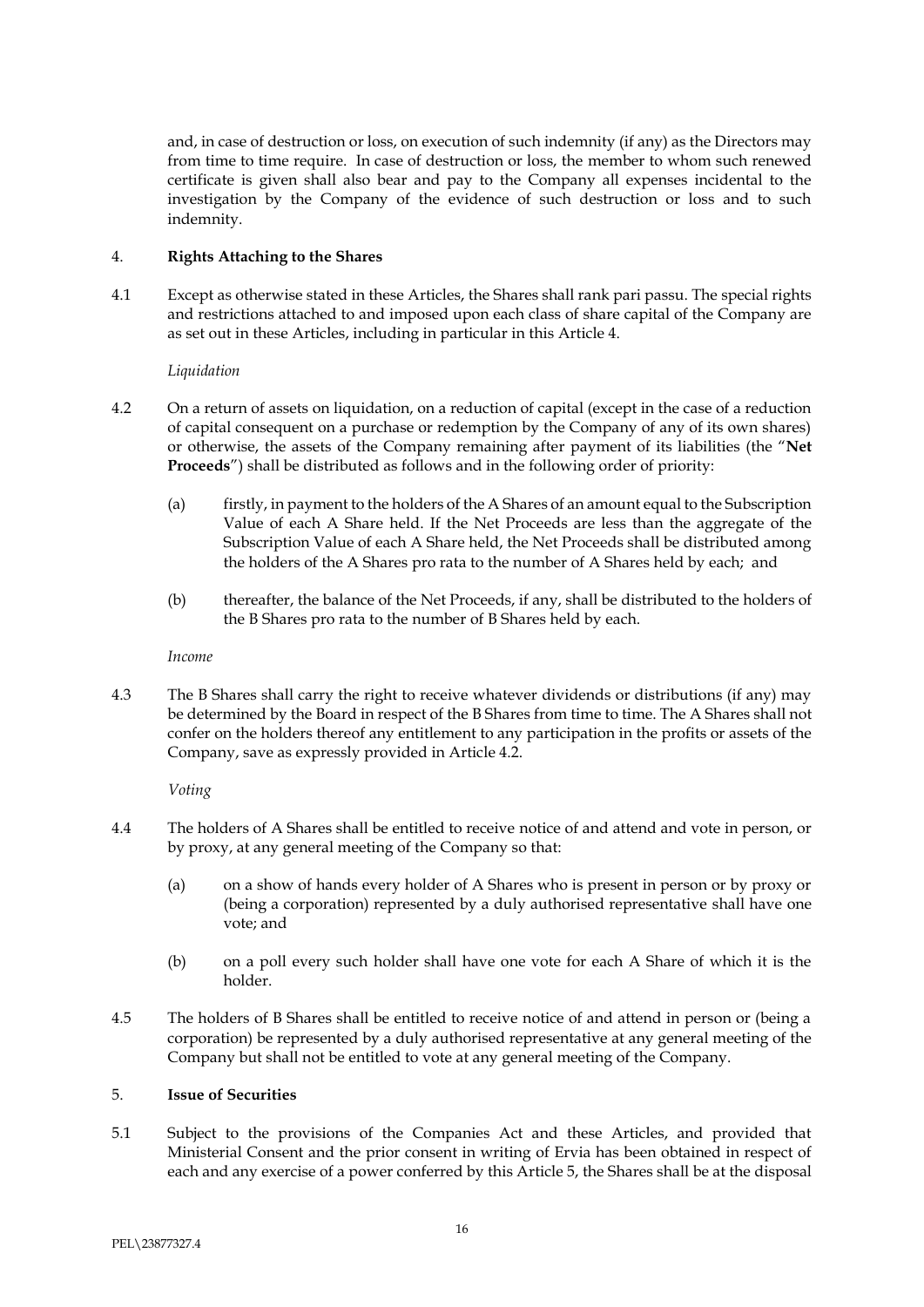and, in case of destruction or loss, on execution of such indemnity (if any) as the Directors may from time to time require. In case of destruction or loss, the member to whom such renewed certificate is given shall also bear and pay to the Company all expenses incidental to the investigation by the Company of the evidence of such destruction or loss and to such indemnity.

## 4. Rights Attaching to the Shares

4.1 Except as otherwise stated in these Articles, the Shares shall rank pari passu. The special rights and restrictions attached to and imposed upon each class of share capital of the Company are as set out in these Articles, including in particular in this Article 4.

*Liquidation*

4.2 On a return of assets on liquidation, on a reduction of capital (except in the case of a reduction of capital consequent on a purchase or redemption by the Company of any of its own shares) or otherwise, the assets of the Company remaining after payment of its liabilities (the "**Net Proceeds**") shall be distributed as follows and in the following order of priority:

(a) firstly, in payment to the holders of the A Shares of an amount equal to the Subscription Value of each A Share held. If the Net Proceeds are less than the aggregate of the Subscription Value of each A Share held, the Net Proceeds shall be distributed among the holders of the A Shares pro rata to the number of A Shares held by each; and

(b) thereafter, the balance of the Net Proceeds, if any, shall be distributed to the holders of the B Shares pro rata to the number of B Shares held by each.

*Income*

4.3 The B Shares shall carry the right to receive whatever dividends or distributions (if any) may be determined by the Board in respect of the B Shares from time to time. The A Shares shall not confer on the holders thereof any entitlement to any participation in the profits or assets of the Company, save as expressly provided in Article 4.2.

*Voting*

4.4 The holders of A Shares shall be entitled to receive notice of and attend and vote in person, or by proxy, at any general meeting of the Company so that:

(a) on a show of hands every holder of A Shares who is present in person or by proxy or (being a corporation) represented by a duly authorised representative shall have one vote; and

(b) on a poll every such holder shall have one vote for each A Share of which it is the holder.

4.5 The holders of B Shares shall be entitled to receive notice of and attend in person or (being a corporation) be represented by a duly authorised representative at any general meeting of the Company but shall not be entitled to vote at any general meeting of the Company.

## 5. Issue of Securities

5.1 Subject to the provisions of the Companies Act and these Articles, and provided that Ministerial Consent and the prior consent in writing of Ervia has been obtained in respect of each and any exercise of a power conferred by this Article 5, the Shares shall be at the disposal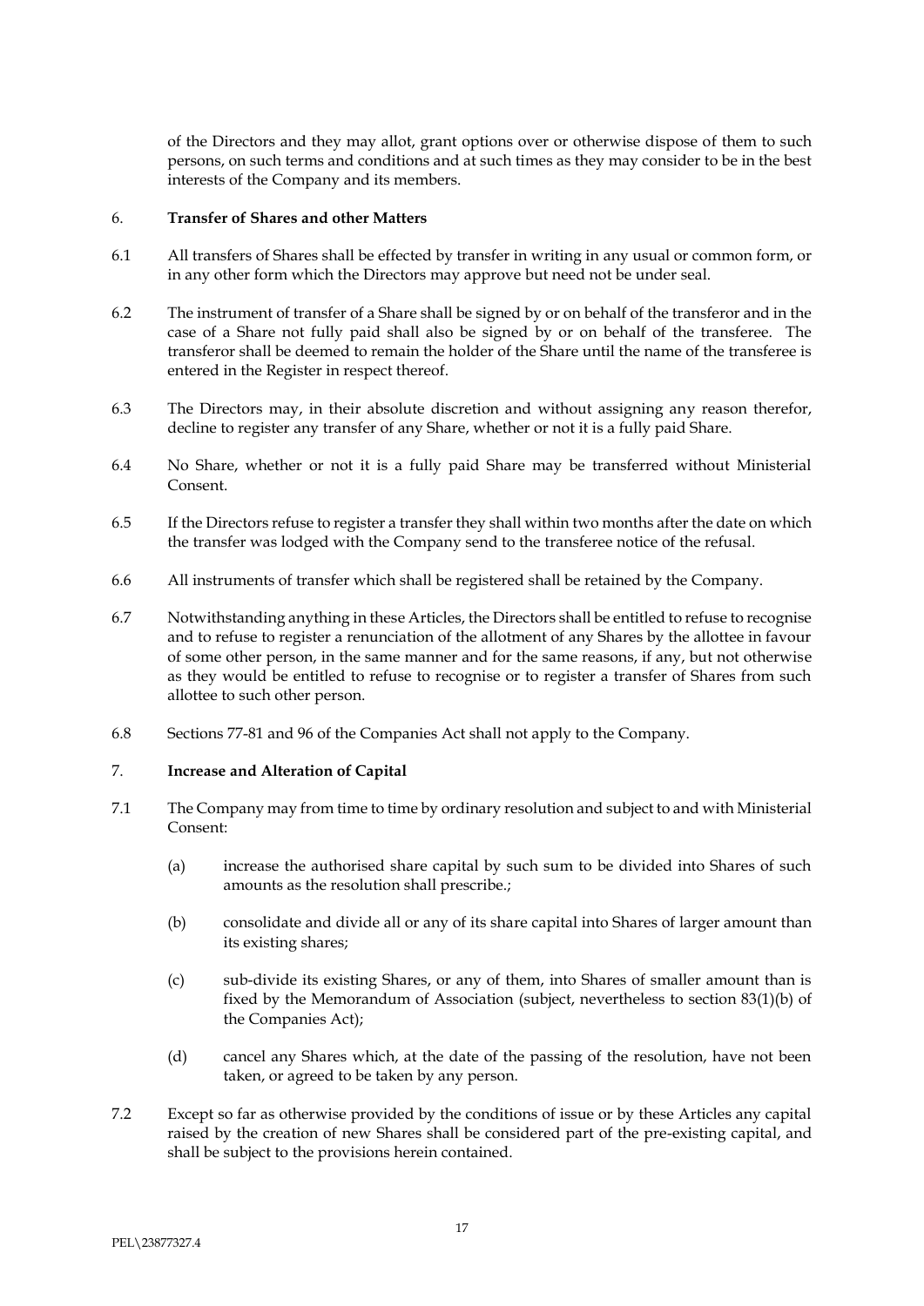of the Directors and they may allot, grant options over or otherwise dispose of them to such persons, on such terms and conditions and at such times as they may consider to be in the best interests of the Company and its members.

6. **Transfer of Shares and other Matters**

6.1 All transfers of Shares shall be effected by transfer in writing in any usual or common form, or in any other form which the Directors may approve but need not be under seal.

6.2 The instrument of transfer of a Share shall be signed by or on behalf of the transferor and in the case of a Share not fully paid shall also be signed by or on behalf of the transferee. The transferor shall be deemed to remain the holder of the Share until the name of the transferee is entered in the Register in respect thereof.

6.3 The Directors may, in their absolute discretion and without assigning any reason therefor, decline to register any transfer of any Share, whether or not it is a fully paid Share.

6.4 No Share, whether or not it is a fully paid Share may be transferred without Ministerial Consent.

6.5 If the Directors refuse to register a transfer they shall within two months after the date on which the transfer was lodged with the Company send to the transferee notice of the refusal.

6.6 All instruments of transfer which shall be registered shall be retained by the Company.

6.7 Notwithstanding anything in these Articles, the Directors shall be entitled to refuse to recognise and to refuse to register a renunciation of the allotment of any Shares by the allottee in favour of some other person, in the same manner and for the same reasons, if any, but not otherwise as they would be entitled to refuse to recognise or to register a transfer of Shares from such allottee to such other person.

6.8 Sections 77-81 and 96 of the Companies Act shall not apply to the Company.

7. **Increase and Alteration of Capital**

7.1 The Company may from time to time by ordinary resolution and subject to and with Ministerial Consent:

(a) increase the authorised share capital by such sum to be divided into Shares of such amounts as the resolution shall prescribe.;

(b) consolidate and divide all or any of its share capital into Shares of larger amount than its existing shares;

(c) sub-divide its existing Shares, or any of them, into Shares of smaller amount than is fixed by the Memorandum of Association (subject, nevertheless to section 83(1)(b) of the Companies Act);

(d) cancel any Shares which, at the date of the passing of the resolution, have not been taken, or agreed to be taken by any person.

7.2 Except so far as otherwise provided by the conditions of issue or by these Articles any capital raised by the creation of new Shares shall be considered part of the pre-existing capital, and shall be subject to the provisions herein contained.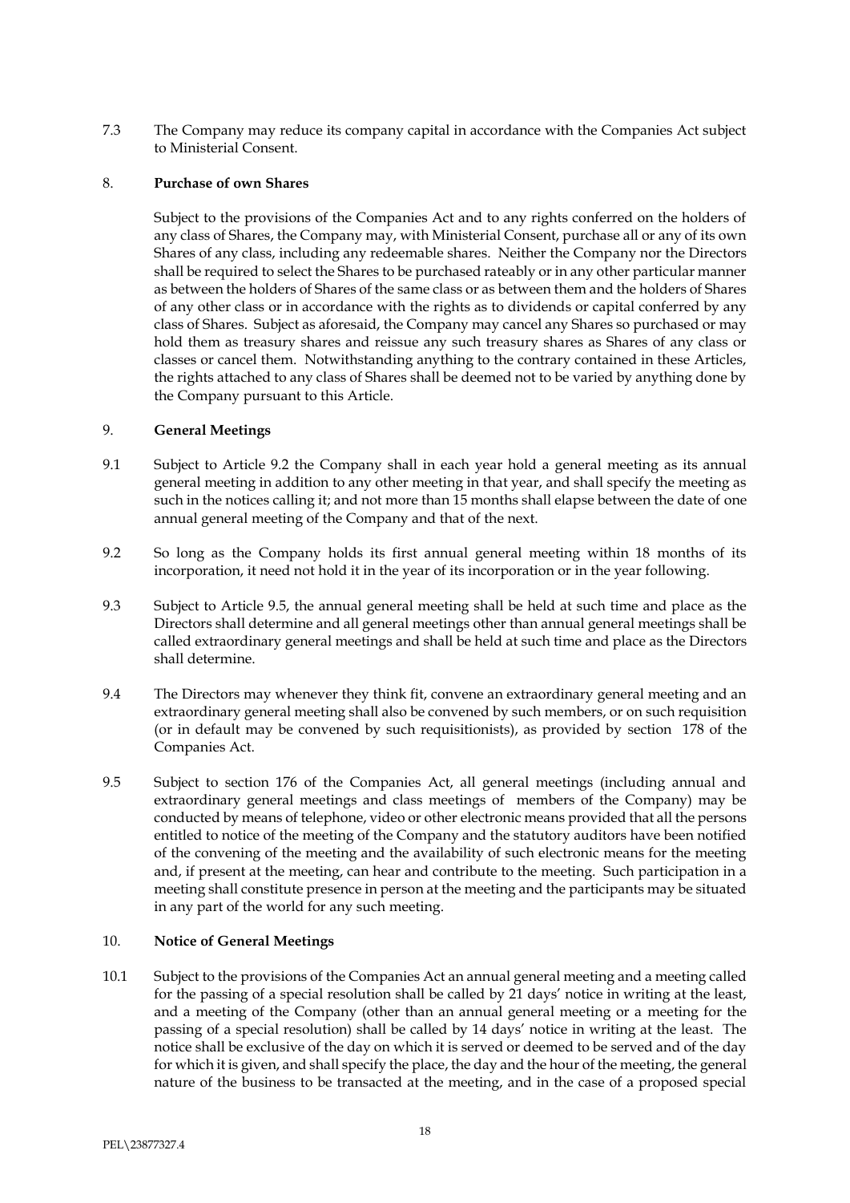7.3 The Company may reduce its company capital in accordance with the Companies Act subject to Ministerial Consent.

## 8. Purchase of own Shares

Subject to the provisions of the Companies Act and to any rights conferred on the holders of any class of Shares, the Company may, with Ministerial Consent, purchase all or any of its own Shares of any class, including any redeemable shares. Neither the Company nor the Directors shall be required to select the Shares to be purchased rateably or in any other particular manner as between the holders of Shares of the same class or as between them and the holders of Shares of any other class or in accordance with the rights as to dividends or capital conferred by any class of Shares. Subject as aforesaid, the Company may cancel any Shares so purchased or may hold them as treasury shares and reissue any such treasury shares as Shares of any class or classes or cancel them. Notwithstanding anything to the contrary contained in these Articles, the rights attached to any class of Shares shall be deemed not to be varied by anything done by the Company pursuant to this Article.

## 9. General Meetings

9.1 Subject to Article 9.2 the Company shall in each year hold a general meeting as its annual general meeting in addition to any other meeting in that year, and shall specify the meeting as such in the notices calling it; and not more than 15 months shall elapse between the date of one annual general meeting of the Company and that of the next.

9.2 So long as the Company holds its first annual general meeting within 18 months of its incorporation, it need not hold it in the year of its incorporation or in the year following.

9.3 Subject to Article 9.5, the annual general meeting shall be held at such time and place as the Directors shall determine and all general meetings other than annual general meetings shall be called extraordinary general meetings and shall be held at such time and place as the Directors shall determine.

9.4 The Directors may whenever they think fit, convene an extraordinary general meeting and an extraordinary general meeting shall also be convened by such members, or on such requisition (or in default may be convened by such requisitionists), as provided by section 178 of the Companies Act.

9.5 Subject to section 176 of the Companies Act, all general meetings (including annual and extraordinary general meetings and class meetings of members of the Company) may be conducted by means of telephone, video or other electronic means provided that all the persons entitled to notice of the meeting of the Company and the statutory auditors have been notified of the convening of the meeting and the availability of such electronic means for the meeting and, if present at the meeting, can hear and contribute to the meeting. Such participation in a meeting shall constitute presence in person at the meeting and the participants may be situated in any part of the world for any such meeting.

## 10. Notice of General Meetings

10.1 Subject to the provisions of the Companies Act an annual general meeting and a meeting called for the passing of a special resolution shall be called by 21 days' notice in writing at the least, and a meeting of the Company (other than an annual general meeting or a meeting for the passing of a special resolution) shall be called by 14 days' notice in writing at the least. The notice shall be exclusive of the day on which it is served or deemed to be served and of the day for which it is given, and shall specify the place, the day and the hour of the meeting, the general nature of the business to be transacted at the meeting, and in the case of a proposed special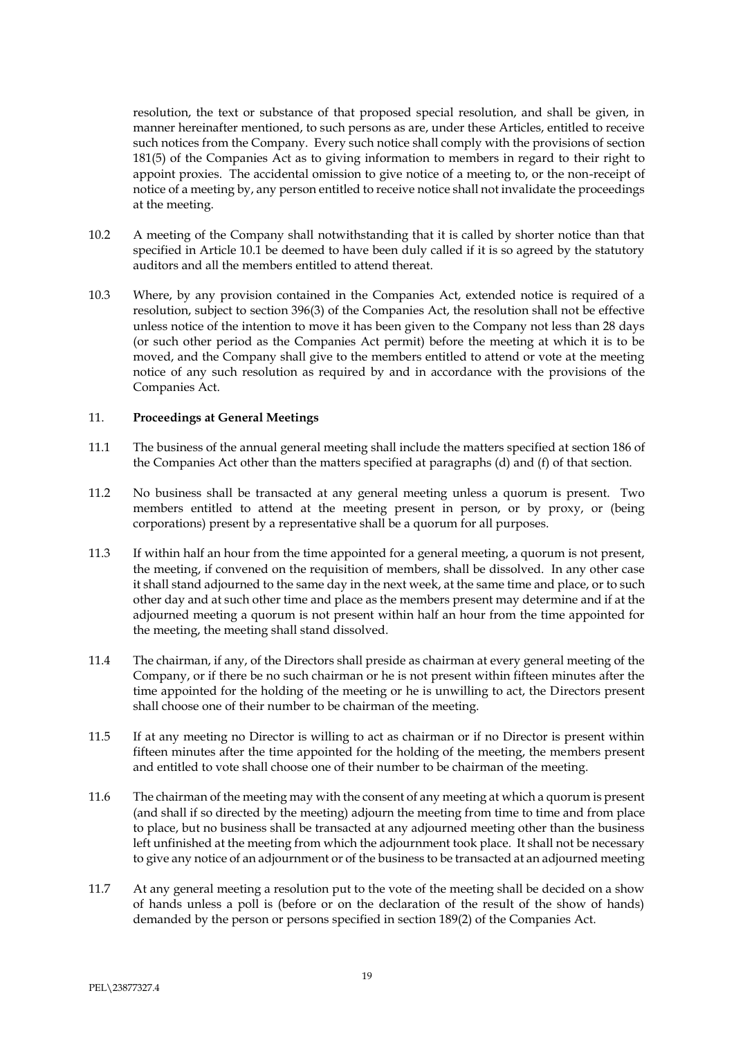resolution, the text or substance of that proposed special resolution, and shall be given, in manner hereinafter mentioned, to such persons as are, under these Articles, entitled to receive such notices from the Company. Every such notice shall comply with the provisions of section 181(5) of the Companies Act as to giving information to members in regard to their right to appoint proxies. The accidental omission to give notice of a meeting to, or the non-receipt of notice of a meeting by, any person entitled to receive notice shall not invalidate the proceedings at the meeting.

10.2 A meeting of the Company shall notwithstanding that it is called by shorter notice than that specified in Article 10.1 be deemed to have been duly called if it is so agreed by the statutory auditors and all the members entitled to attend thereat.

10.3 Where, by any provision contained in the Companies Act, extended notice is required of a resolution, subject to section 396(3) of the Companies Act, the resolution shall not be effective unless notice of the intention to move it has been given to the Company not less than 28 days (or such other period as the Companies Act permit) before the meeting at which it is to be moved, and the Company shall give to the members entitled to attend or vote at the meeting notice of any such resolution as required by and in accordance with the provisions of the Companies Act.

## 11. **Proceedings at General Meetings**

11.1 The business of the annual general meeting shall include the matters specified at section 186 of the Companies Act other than the matters specified at paragraphs (d) and (f) of that section.

11.2 No business shall be transacted at any general meeting unless a quorum is present. Two members entitled to attend at the meeting present in person, or by proxy, or (being corporations) present by a representative shall be a quorum for all purposes.

11.3 If within half an hour from the time appointed for a general meeting, a quorum is not present, the meeting, if convened on the requisition of members, shall be dissolved. In any other case it shall stand adjourned to the same day in the next week, at the same time and place, or to such other day and at such other time and place as the members present may determine and if at the adjourned meeting a quorum is not present within half an hour from the time appointed for the meeting, the meeting shall stand dissolved.

11.4 The chairman, if any, of the Directors shall preside as chairman at every general meeting of the Company, or if there be no such chairman or he is not present within fifteen minutes after the time appointed for the holding of the meeting or he is unwilling to act, the Directors present shall choose one of their number to be chairman of the meeting.

11.5 If at any meeting no Director is willing to act as chairman or if no Director is present within fifteen minutes after the time appointed for the holding of the meeting, the members present and entitled to vote shall choose one of their number to be chairman of the meeting.

11.6 The chairman of the meeting may with the consent of any meeting at which a quorum is present (and shall if so directed by the meeting) adjourn the meeting from time to time and from place to place, but no business shall be transacted at any adjourned meeting other than the business left unfinished at the meeting from which the adjournment took place. It shall not be necessary to give any notice of an adjournment or of the business to be transacted at an adjourned meeting

11.7 At any general meeting a resolution put to the vote of the meeting shall be decided on a show of hands unless a poll is (before or on the declaration of the result of the show of hands) demanded by the person or persons specified in section 189(2) of the Companies Act.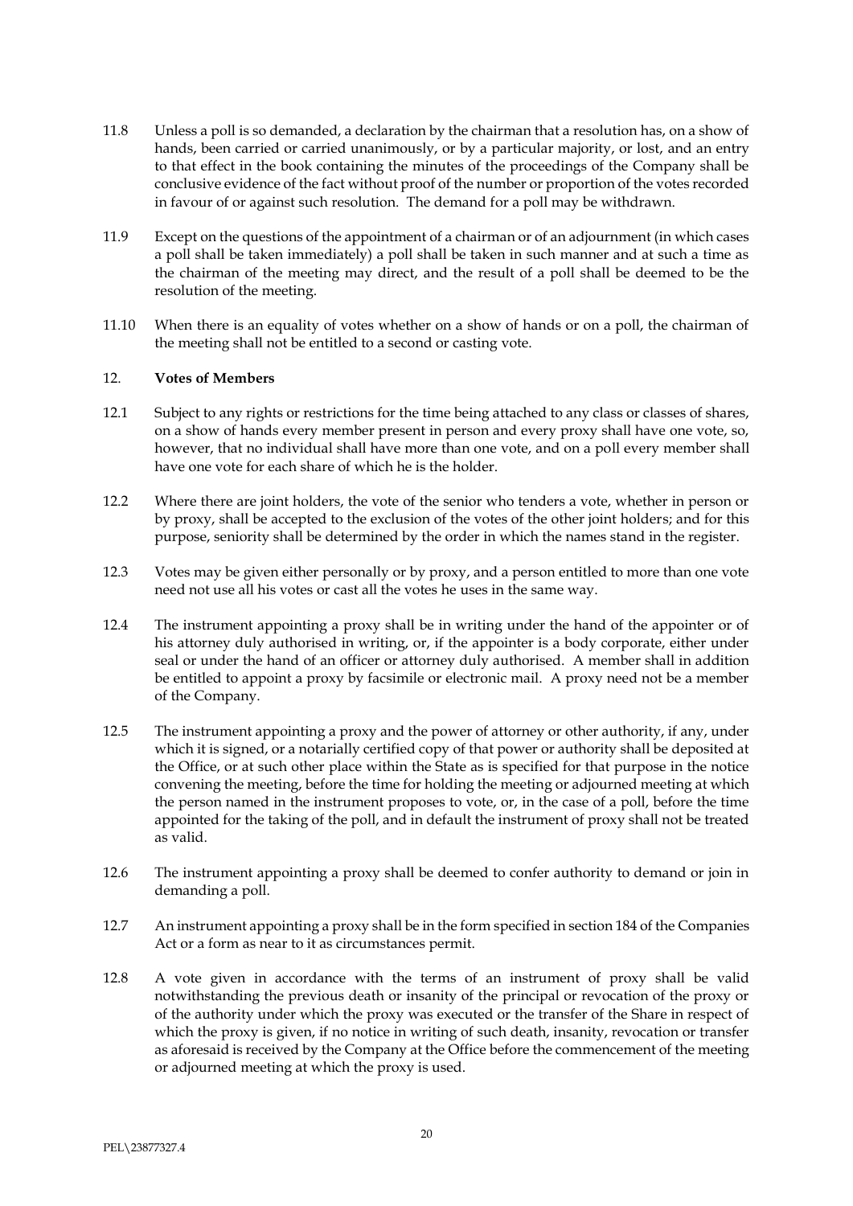11.8 Unless a poll is so demanded, a declaration by the chairman that a resolution has, on a show of hands, been carried or carried unanimously, or by a particular majority, or lost, and an entry to that effect in the book containing the minutes of the proceedings of the Company shall be conclusive evidence of the fact without proof of the number or proportion of the votes recorded in favour of or against such resolution. The demand for a poll may be withdrawn.

11.9 Except on the questions of the appointment of a chairman or of an adjournment (in which cases a poll shall be taken immediately) a poll shall be taken in such manner and at such a time as the chairman of the meeting may direct, and the result of a poll shall be deemed to be the resolution of the meeting.

11.10 When there is an equality of votes whether on a show of hands or on a poll, the chairman of the meeting shall not be entitled to a second or casting vote.

## 12. Votes of Members

12.1 Subject to any rights or restrictions for the time being attached to any class or classes of shares, on a show of hands every member present in person and every proxy shall have one vote, so, however, that no individual shall have more than one vote, and on a poll every member shall have one vote for each share of which he is the holder.

12.2 Where there are joint holders, the vote of the senior who tenders a vote, whether in person or by proxy, shall be accepted to the exclusion of the votes of the other joint holders; and for this purpose, seniority shall be determined by the order in which the names stand in the register.

12.3 Votes may be given either personally or by proxy, and a person entitled to more than one vote need not use all his votes or cast all the votes he uses in the same way.

12.4 The instrument appointing a proxy shall be in writing under the hand of the appointer or of his attorney duly authorised in writing, or, if the appointer is a body corporate, either under seal or under the hand of an officer or attorney duly authorised. A member shall in addition be entitled to appoint a proxy by facsimile or electronic mail. A proxy need not be a member of the Company.

12.5 The instrument appointing a proxy and the power of attorney or other authority, if any, under which it is signed, or a notarially certified copy of that power or authority shall be deposited at the Office, or at such other place within the State as is specified for that purpose in the notice convening the meeting, before the time for holding the meeting or adjourned meeting at which the person named in the instrument proposes to vote, or, in the case of a poll, before the time appointed for the taking of the poll, and in default the instrument of proxy shall not be treated as valid.

12.6 The instrument appointing a proxy shall be deemed to confer authority to demand or join in demanding a poll.

12.7 An instrument appointing a proxy shall be in the form specified in section 184 of the Companies Act or a form as near to it as circumstances permit.

12.8 A vote given in accordance with the terms of an instrument of proxy shall be valid notwithstanding the previous death or insanity of the principal or revocation of the proxy or of the authority under which the proxy was executed or the transfer of the Share in respect of which the proxy is given, if no notice in writing of such death, insanity, revocation or transfer as aforesaid is received by the Company at the Office before the commencement of the meeting or adjourned meeting at which the proxy is used.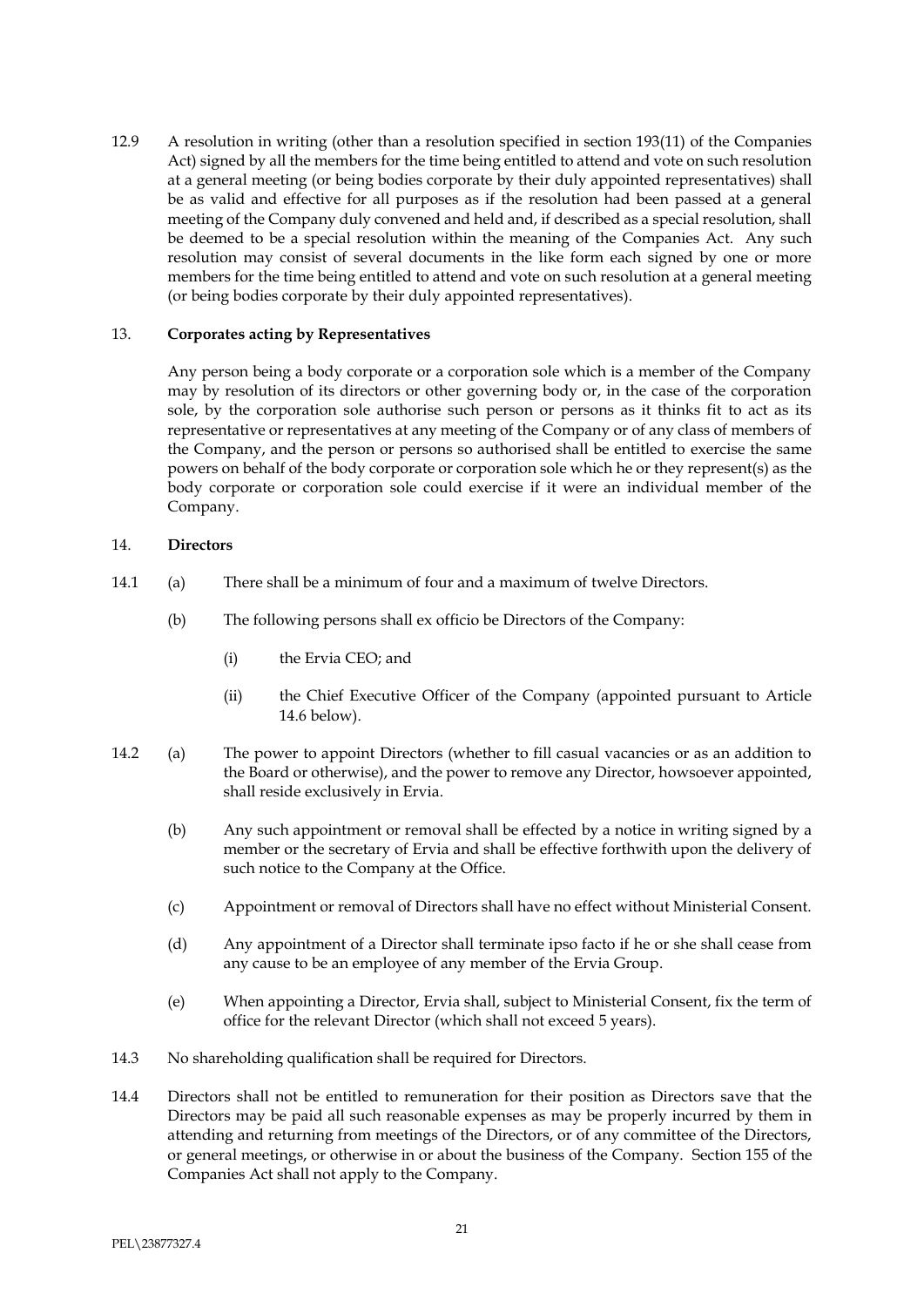12.9 A resolution in writing (other than a resolution specified in section 193(11) of the Companies Act) signed by all the members for the time being entitled to attend and vote on such resolution at a general meeting (or being bodies corporate by their duly appointed representatives) shall be as valid and effective for all purposes as if the resolution had been passed at a general meeting of the Company duly convened and held and, if described as a special resolution, shall be deemed to be a special resolution within the meaning of the Companies Act. Any such resolution may consist of several documents in the like form each signed by one or more members for the time being entitled to attend and vote on such resolution at a general meeting (or being bodies corporate by their duly appointed representatives).

## 13. Corporates acting by Representatives

Any person being a body corporate or a corporation sole which is a member of the Company may by resolution of its directors or other governing body or, in the case of the corporation sole, by the corporation sole authorise such person or persons as it thinks fit to act as its representative or representatives at any meeting of the Company or of any class of members of the Company, and the person or persons so authorised shall be entitled to exercise the same powers on behalf of the body corporate or corporation sole which he or they represent(s) as the body corporate or corporation sole could exercise if it were an individual member of the Company.

## 14. Directors

14.1 (a) There shall be a minimum of four and a maximum of twelve Directors.

(b) The following persons shall ex officio be Directors of the Company:

(i) the Ervia CEO; and

(ii) the Chief Executive Officer of the Company (appointed pursuant to Article 14.6 below).

14.2 (a) The power to appoint Directors (whether to fill casual vacancies or as an addition to the Board or otherwise), and the power to remove any Director, howsoever appointed, shall reside exclusively in Ervia.

(b) Any such appointment or removal shall be effected by a notice in writing signed by a member or the secretary of Ervia and shall be effective forthwith upon the delivery of such notice to the Company at the Office.

(c) Appointment or removal of Directors shall have no effect without Ministerial Consent.

(d) Any appointment of a Director shall terminate ipso facto if he or she shall cease from any cause to be an employee of any member of the Ervia Group.

(e) When appointing a Director, Ervia shall, subject to Ministerial Consent, fix the term of office for the relevant Director (which shall not exceed 5 years).

14.3 No shareholding qualification shall be required for Directors.

14.4 Directors shall not be entitled to remuneration for their position as Directors save that the Directors may be paid all such reasonable expenses as may be properly incurred by them in attending and returning from meetings of the Directors, or of any committee of the Directors, or general meetings, or otherwise in or about the business of the Company. Section 155 of the Companies Act shall not apply to the Company.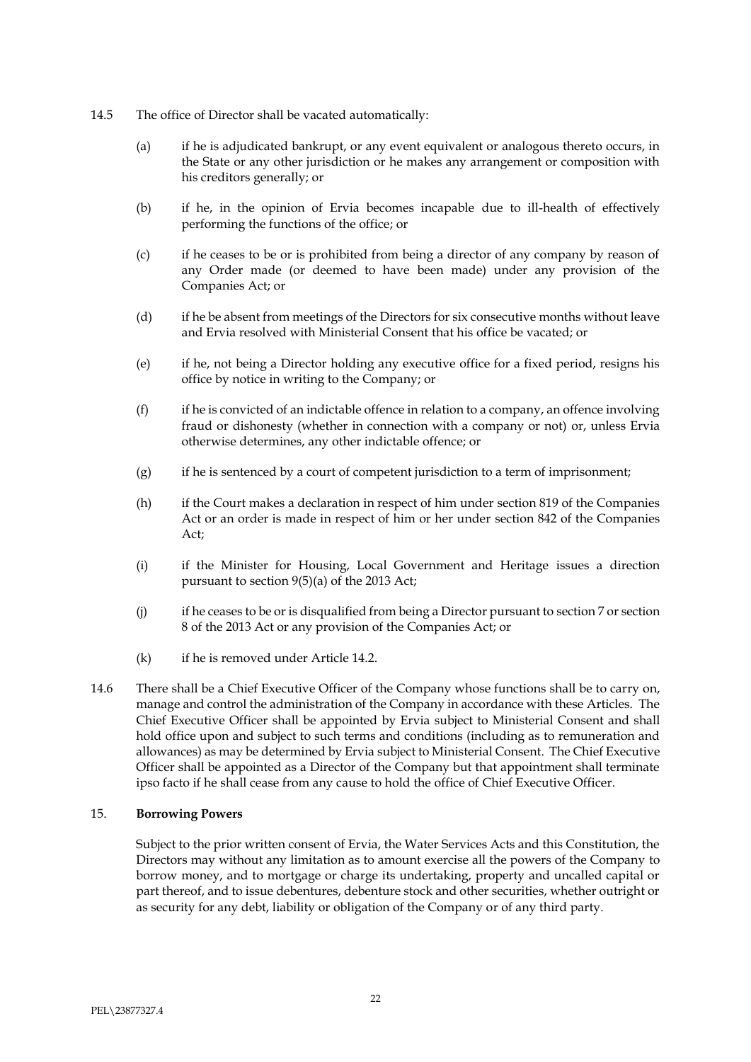14.5 The office of Director shall be vacated automatically:

(a) if he is adjudicated bankrupt, or any event equivalent or analogous thereto occurs, in the State or any other jurisdiction or he makes any arrangement or composition with his creditors generally; or

(b) if he, in the opinion of Ervia becomes incapable due to ill-health of effectively performing the functions of the office; or

(c) if he ceases to be or is prohibited from being a director of any company by reason of any Order made (or deemed to have been made) under any provision of the Companies Act; or

(d) if he be absent from meetings of the Directors for six consecutive months without leave and Ervia resolved with Ministerial Consent that his office be vacated; or

(e) if he, not being a Director holding any executive office for a fixed period, resigns his office by notice in writing to the Company; or

(f) if he is convicted of an indictable offence in relation to a company, an offence involving fraud or dishonesty (whether in connection with a company or not) or, unless Ervia otherwise determines, any other indictable offence; or

(g) if he is sentenced by a court of competent jurisdiction to a term of imprisonment;

(h) if the Court makes a declaration in respect of him under section 819 of the Companies Act or an order is made in respect of him or her under section 842 of the Companies Act;

(i) if the Minister for Housing, Local Government and Heritage issues a direction pursuant to section 9(5)(a) of the 2013 Act;

(j) if he ceases to be or is disqualified from being a Director pursuant to section 7 or section 8 of the 2013 Act or any provision of the Companies Act; or

(k) if he is removed under Article 14.2.

14.6 There shall be a Chief Executive Officer of the Company whose functions shall be to carry on, manage and control the administration of the Company in accordance with these Articles. The Chief Executive Officer shall be appointed by Ervia subject to Ministerial Consent and shall hold office upon and subject to such terms and conditions (including as to remuneration and allowances) as may be determined by Ervia subject to Ministerial Consent. The Chief Executive Officer shall be appointed as a Director of the Company but that appointment shall terminate ipso facto if he shall cease from any cause to hold the office of Chief Executive Officer.

## 15. **Borrowing Powers**

Subject to the prior written consent of Ervia, the Water Services Acts and this Constitution, the Directors may without any limitation as to amount exercise all the powers of the Company to borrow money, and to mortgage or charge its undertaking, property and uncalled capital or part thereof, and to issue debentures, debenture stock and other securities, whether outright or as security for any debt, liability or obligation of the Company or of any third party.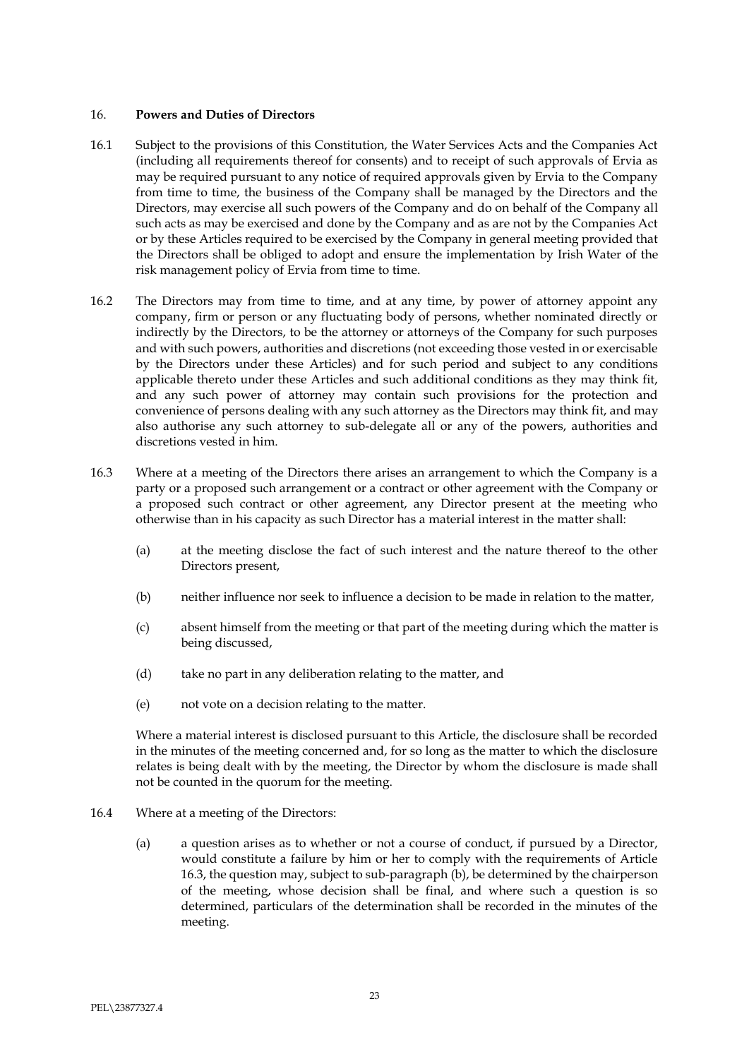## 16. Powers and Duties of Directors

16.1 Subject to the provisions of this Constitution, the Water Services Acts and the Companies Act (including all requirements thereof for consents) and to receipt of such approvals of Ervia as may be required pursuant to any notice of required approvals given by Ervia to the Company from time to time, the business of the Company shall be managed by the Directors and the Directors, may exercise all such powers of the Company and do on behalf of the Company all such acts as may be exercised and done by the Company and as are not by the Companies Act or by these Articles required to be exercised by the Company in general meeting provided that the Directors shall be obliged to adopt and ensure the implementation by Irish Water of the risk management policy of Ervia from time to time.

16.2 The Directors may from time to time, and at any time, by power of attorney appoint any company, firm or person or any fluctuating body of persons, whether nominated directly or indirectly by the Directors, to be the attorney or attorneys of the Company for such purposes and with such powers, authorities and discretions (not exceeding those vested in or exercisable by the Directors under these Articles) and for such period and subject to any conditions applicable thereto under these Articles and such additional conditions as they may think fit, and any such power of attorney may contain such provisions for the protection and convenience of persons dealing with any such attorney as the Directors may think fit, and may also authorise any such attorney to sub-delegate all or any of the powers, authorities and discretions vested in him.

16.3 Where at a meeting of the Directors there arises an arrangement to which the Company is a party or a proposed such arrangement or a contract or other agreement with the Company or a proposed such contract or other agreement, any Director present at the meeting who otherwise than in his capacity as such Director has a material interest in the matter shall:

(a) at the meeting disclose the fact of such interest and the nature thereof to the other Directors present,

(b) neither influence nor seek to influence a decision to be made in relation to the matter,

(c) absent himself from the meeting or that part of the meeting during which the matter is being discussed,

(d) take no part in any deliberation relating to the matter, and

(e) not vote on a decision relating to the matter.

Where a material interest is disclosed pursuant to this Article, the disclosure shall be recorded in the minutes of the meeting concerned and, for so long as the matter to which the disclosure relates is being dealt with by the meeting, the Director by whom the disclosure is made shall not be counted in the quorum for the meeting.

16.4 Where at a meeting of the Directors:

(a) a question arises as to whether or not a course of conduct, if pursued by a Director, would constitute a failure by him or her to comply with the requirements of Article 16.3, the question may, subject to sub-paragraph (b), be determined by the chairperson of the meeting, whose decision shall be final, and where such a question is so determined, particulars of the determination shall be recorded in the minutes of the meeting.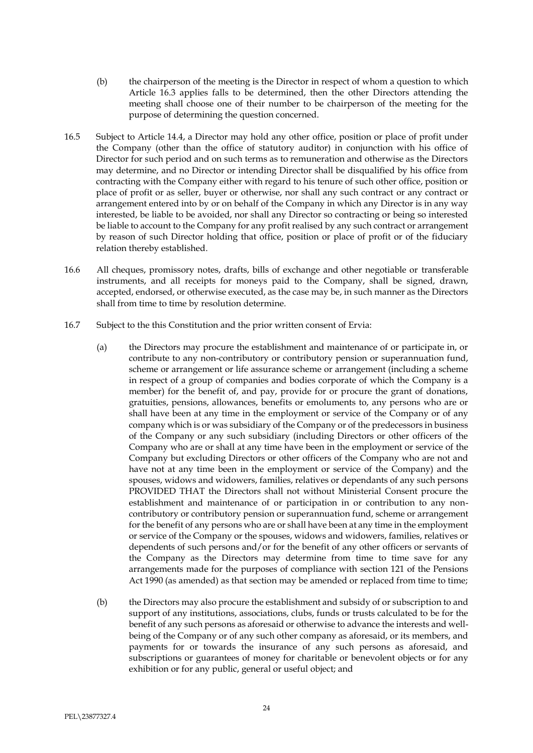(b) the chairperson of the meeting is the Director in respect of whom a question to which Article 16.3 applies falls to be determined, then the other Directors attending the meeting shall choose one of their number to be chairperson of the meeting for the purpose of determining the question concerned.

16.5 Subject to Article 14.4, a Director may hold any other office, position or place of profit under the Company (other than the office of statutory auditor) in conjunction with his office of Director for such period and on such terms as to remuneration and otherwise as the Directors may determine, and no Director or intending Director shall be disqualified by his office from contracting with the Company either with regard to his tenure of such other office, position or place of profit or as seller, buyer or otherwise, nor shall any such contract or any contract or arrangement entered into by or on behalf of the Company in which any Director is in any way interested, be liable to be avoided, nor shall any Director so contracting or being so interested be liable to account to the Company for any profit realised by any such contract or arrangement by reason of such Director holding that office, position or place of profit or of the fiduciary relation thereby established.

16.6 All cheques, promissory notes, drafts, bills of exchange and other negotiable or transferable instruments, and all receipts for moneys paid to the Company, shall be signed, drawn, accepted, endorsed, or otherwise executed, as the case may be, in such manner as the Directors shall from time to time by resolution determine.

16.7 Subject to the this Constitution and the prior written consent of Ervia:

(a) the Directors may procure the establishment and maintenance of or participate in, or contribute to any non-contributory or contributory pension or superannuation fund, scheme or arrangement or life assurance scheme or arrangement (including a scheme in respect of a group of companies and bodies corporate of which the Company is a member) for the benefit of, and pay, provide for or procure the grant of donations, gratuities, pensions, allowances, benefits or emoluments to, any persons who are or shall have been at any time in the employment or service of the Company or of any company which is or was subsidiary of the Company or of the predecessors in business of the Company or any such subsidiary (including Directors or other officers of the Company who are or shall at any time have been in the employment or service of the Company but excluding Directors or other officers of the Company who are not and have not at any time been in the employment or service of the Company) and the spouses, widows and widowers, families, relatives or dependants of any such persons PROVIDED THAT the Directors shall not without Ministerial Consent procure the establishment and maintenance of or participation in or contribution to any non-contributory or contributory pension or superannuation fund, scheme or arrangement for the benefit of any persons who are or shall have been at any time in the employment or service of the Company or the spouses, widows and widowers, families, relatives or dependents of such persons and/or for the benefit of any other officers or servants of the Company as the Directors may determine from time to time save for any arrangements made for the purposes of compliance with section 121 of the Pensions Act 1990 (as amended) as that section may be amended or replaced from time to time;

(b) the Directors may also procure the establishment and subsidy of or subscription to and support of any institutions, associations, clubs, funds or trusts calculated to be for the benefit of any such persons as aforesaid or otherwise to advance the interests and well-being of the Company or of any such other company as aforesaid, or its members, and payments for or towards the insurance of any such persons as aforesaid, and subscriptions or guarantees of money for charitable or benevolent objects or for any exhibition or for any public, general or useful object; and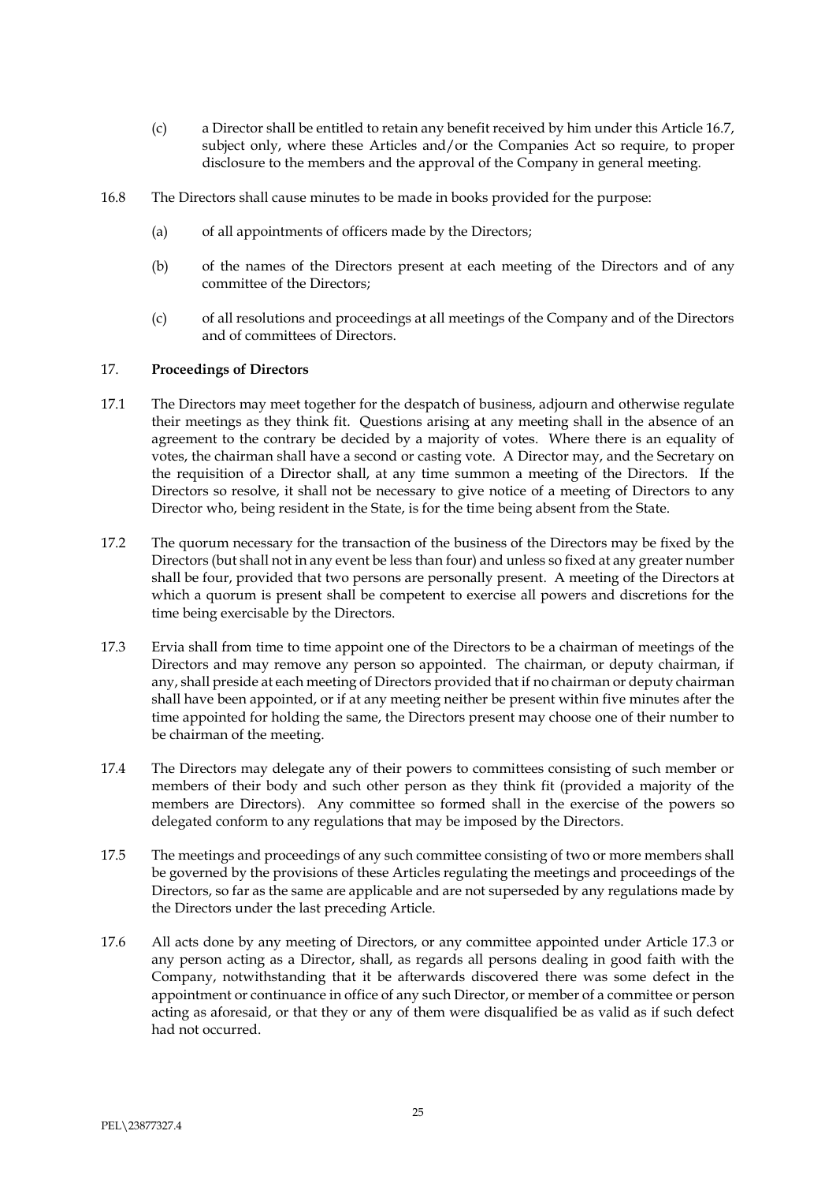(c) a Director shall be entitled to retain any benefit received by him under this Article 16.7, subject only, where these Articles and/or the Companies Act so require, to proper disclosure to the members and the approval of the Company in general meeting.

16.8 The Directors shall cause minutes to be made in books provided for the purpose:

(a) of all appointments of officers made by the Directors;

(b) of the names of the Directors present at each meeting of the Directors and of any committee of the Directors;

(c) of all resolutions and proceedings at all meetings of the Company and of the Directors and of committees of Directors.

## 17. **Proceedings of Directors**

17.1 The Directors may meet together for the despatch of business, adjourn and otherwise regulate their meetings as they think fit. Questions arising at any meeting shall in the absence of an agreement to the contrary be decided by a majority of votes. Where there is an equality of votes, the chairman shall have a second or casting vote. A Director may, and the Secretary on the requisition of a Director shall, at any time summon a meeting of the Directors. If the Directors so resolve, it shall not be necessary to give notice of a meeting of Directors to any Director who, being resident in the State, is for the time being absent from the State.

17.2 The quorum necessary for the transaction of the business of the Directors may be fixed by the Directors (but shall not in any event be less than four) and unless so fixed at any greater number shall be four, provided that two persons are personally present. A meeting of the Directors at which a quorum is present shall be competent to exercise all powers and discretions for the time being exercisable by the Directors.

17.3 Ervia shall from time to time appoint one of the Directors to be a chairman of meetings of the Directors and may remove any person so appointed. The chairman, or deputy chairman, if any, shall preside at each meeting of Directors provided that if no chairman or deputy chairman shall have been appointed, or if at any meeting neither be present within five minutes after the time appointed for holding the same, the Directors present may choose one of their number to be chairman of the meeting.

17.4 The Directors may delegate any of their powers to committees consisting of such member or members of their body and such other person as they think fit (provided a majority of the members are Directors). Any committee so formed shall in the exercise of the powers so delegated conform to any regulations that may be imposed by the Directors.

17.5 The meetings and proceedings of any such committee consisting of two or more members shall be governed by the provisions of these Articles regulating the meetings and proceedings of the Directors, so far as the same are applicable and are not superseded by any regulations made by the Directors under the last preceding Article.

17.6 All acts done by any meeting of Directors, or any committee appointed under Article 17.3 or any person acting as a Director, shall, as regards all persons dealing in good faith with the Company, notwithstanding that it be afterwards discovered there was some defect in the appointment or continuance in office of any such Director, or member of a committee or person acting as aforesaid, or that they or any of them were disqualified be as valid as if such defect had not occurred.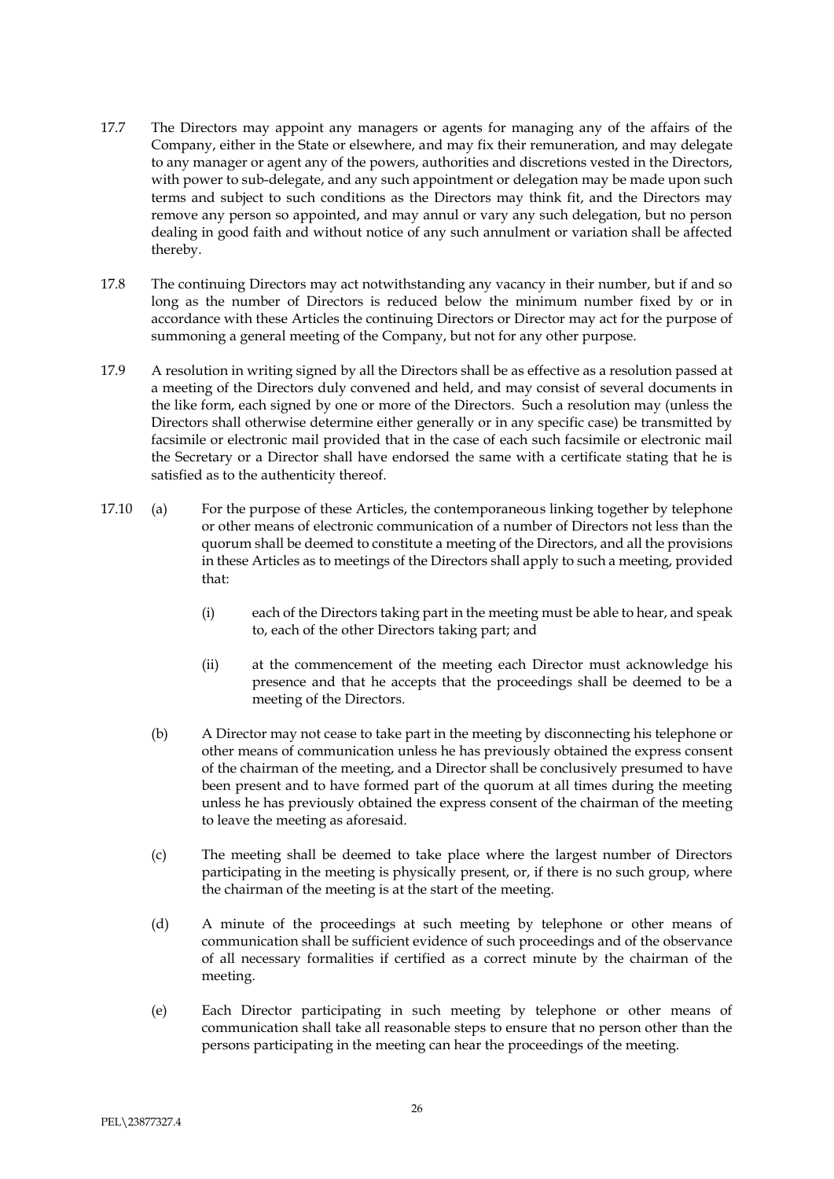17.7 The Directors may appoint any managers or agents for managing any of the affairs of the Company, either in the State or elsewhere, and may fix their remuneration, and may delegate to any manager or agent any of the powers, authorities and discretions vested in the Directors, with power to sub-delegate, and any such appointment or delegation may be made upon such terms and subject to such conditions as the Directors may think fit, and the Directors may remove any person so appointed, and may annul or vary any such delegation, but no person dealing in good faith and without notice of any such annulment or variation shall be affected thereby.

17.8 The continuing Directors may act notwithstanding any vacancy in their number, but if and so long as the number of Directors is reduced below the minimum number fixed by or in accordance with these Articles the continuing Directors or Director may act for the purpose of summoning a general meeting of the Company, but not for any other purpose.

17.9 A resolution in writing signed by all the Directors shall be as effective as a resolution passed at a meeting of the Directors duly convened and held, and may consist of several documents in the like form, each signed by one or more of the Directors. Such a resolution may (unless the Directors shall otherwise determine either generally or in any specific case) be transmitted by facsimile or electronic mail provided that in the case of each such facsimile or electronic mail the Secretary or a Director shall have endorsed the same with a certificate stating that he is satisfied as to the authenticity thereof.

17.10 (a) For the purpose of these Articles, the contemporaneous linking together by telephone or other means of electronic communication of a number of Directors not less than the quorum shall be deemed to constitute a meeting of the Directors, and all the provisions in these Articles as to meetings of the Directors shall apply to such a meeting, provided that:

(i) each of the Directors taking part in the meeting must be able to hear, and speak to, each of the other Directors taking part; and

(ii) at the commencement of the meeting each Director must acknowledge his presence and that he accepts that the proceedings shall be deemed to be a meeting of the Directors.

(b) A Director may not cease to take part in the meeting by disconnecting his telephone or other means of communication unless he has previously obtained the express consent of the chairman of the meeting, and a Director shall be conclusively presumed to have been present and to have formed part of the quorum at all times during the meeting unless he has previously obtained the express consent of the chairman of the meeting to leave the meeting as aforesaid.

(c) The meeting shall be deemed to take place where the largest number of Directors participating in the meeting is physically present, or, if there is no such group, where the chairman of the meeting is at the start of the meeting.

(d) A minute of the proceedings at such meeting by telephone or other means of communication shall be sufficient evidence of such proceedings and of the observance of all necessary formalities if certified as a correct minute by the chairman of the meeting.

(e) Each Director participating in such meeting by telephone or other means of communication shall take all reasonable steps to ensure that no person other than the persons participating in the meeting can hear the proceedings of the meeting.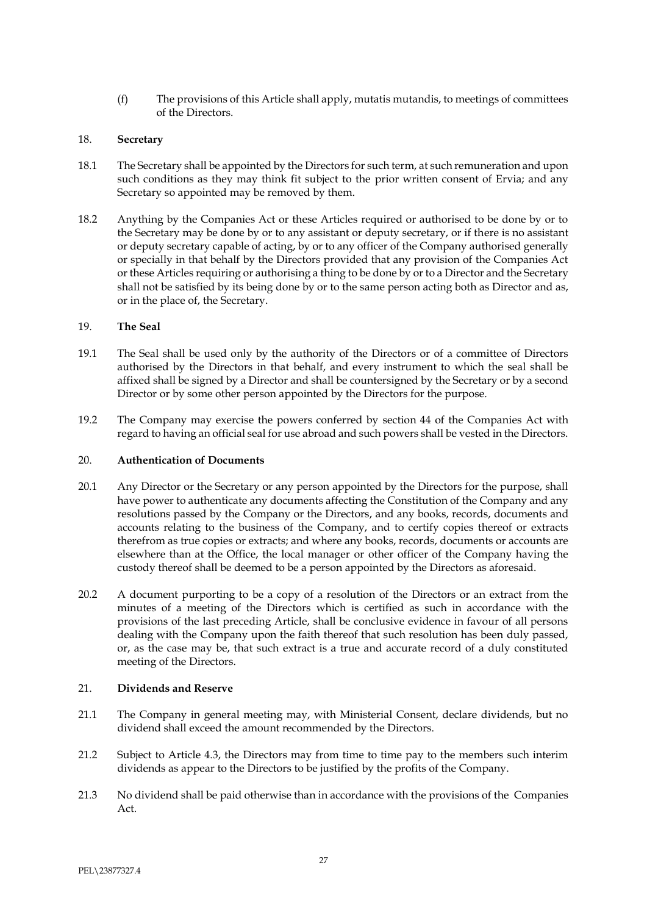(f) The provisions of this Article shall apply, mutatis mutandis, to meetings of committees of the Directors.

## 18. Secretary

18.1 The Secretary shall be appointed by the Directors for such term, at such remuneration and upon such conditions as they may think fit subject to the prior written consent of Ervia; and any Secretary so appointed may be removed by them.

18.2 Anything by the Companies Act or these Articles required or authorised to be done by or to the Secretary may be done by or to any assistant or deputy secretary, or if there is no assistant or deputy secretary capable of acting, by or to any officer of the Company authorised generally or specially in that behalf by the Directors provided that any provision of the Companies Act or these Articles requiring or authorising a thing to be done by or to a Director and the Secretary shall not be satisfied by its being done by or to the same person acting both as Director and as, or in the place of, the Secretary.

## 19. The Seal

19.1 The Seal shall be used only by the authority of the Directors or of a committee of Directors authorised by the Directors in that behalf, and every instrument to which the seal shall be affixed shall be signed by a Director and shall be countersigned by the Secretary or by a second Director or by some other person appointed by the Directors for the purpose.

19.2 The Company may exercise the powers conferred by section 44 of the Companies Act with regard to having an official seal for use abroad and such powers shall be vested in the Directors.

## 20. Authentication of Documents

20.1 Any Director or the Secretary or any person appointed by the Directors for the purpose, shall have power to authenticate any documents affecting the Constitution of the Company and any resolutions passed by the Company or the Directors, and any books, records, documents and accounts relating to the business of the Company, and to certify copies thereof or extracts therefrom as true copies or extracts; and where any books, records, documents or accounts are elsewhere than at the Office, the local manager or other officer of the Company having the custody thereof shall be deemed to be a person appointed by the Directors as aforesaid.

20.2 A document purporting to be a copy of a resolution of the Directors or an extract from the minutes of a meeting of the Directors which is certified as such in accordance with the provisions of the last preceding Article, shall be conclusive evidence in favour of all persons dealing with the Company upon the faith thereof that such resolution has been duly passed, or, as the case may be, that such extract is a true and accurate record of a duly constituted meeting of the Directors.

## 21. Dividends and Reserve

21.1 The Company in general meeting may, with Ministerial Consent, declare dividends, but no dividend shall exceed the amount recommended by the Directors.

21.2 Subject to Article 4.3, the Directors may from time to time pay to the members such interim dividends as appear to the Directors to be justified by the profits of the Company.

21.3 No dividend shall be paid otherwise than in accordance with the provisions of the Companies Act.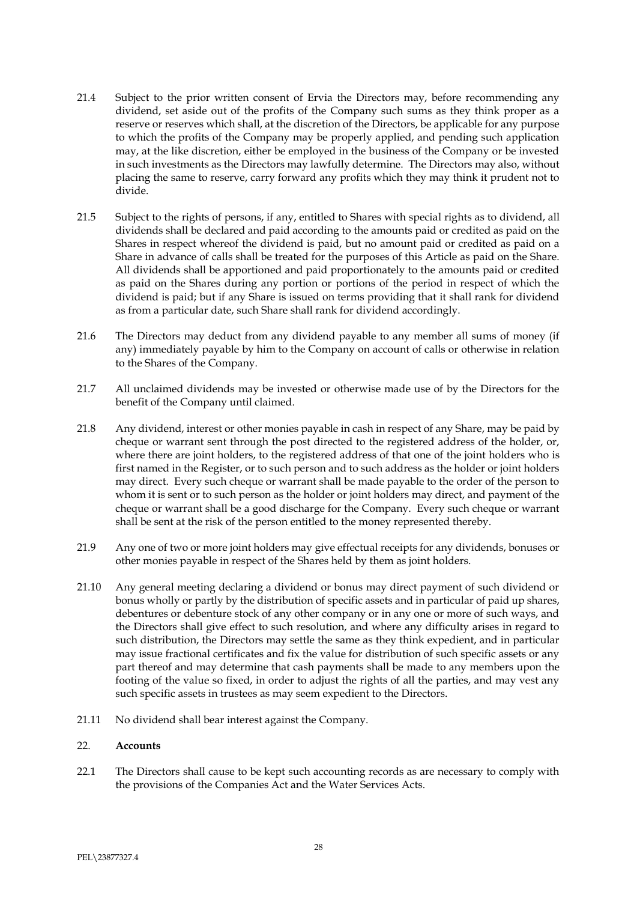21.4 Subject to the prior written consent of Ervia the Directors may, before recommending any dividend, set aside out of the profits of the Company such sums as they think proper as a reserve or reserves which shall, at the discretion of the Directors, be applicable for any purpose to which the profits of the Company may be properly applied, and pending such application may, at the like discretion, either be employed in the business of the Company or be invested in such investments as the Directors may lawfully determine. The Directors may also, without placing the same to reserve, carry forward any profits which they may think it prudent not to divide.

21.5 Subject to the rights of persons, if any, entitled to Shares with special rights as to dividend, all dividends shall be declared and paid according to the amounts paid or credited as paid on the Shares in respect whereof the dividend is paid, but no amount paid or credited as paid on a Share in advance of calls shall be treated for the purposes of this Article as paid on the Share. All dividends shall be apportioned and paid proportionately to the amounts paid or credited as paid on the Shares during any portion or portions of the period in respect of which the dividend is paid; but if any Share is issued on terms providing that it shall rank for dividend as from a particular date, such Share shall rank for dividend accordingly.

21.6 The Directors may deduct from any dividend payable to any member all sums of money (if any) immediately payable by him to the Company on account of calls or otherwise in relation to the Shares of the Company.

21.7 All unclaimed dividends may be invested or otherwise made use of by the Directors for the benefit of the Company until claimed.

21.8 Any dividend, interest or other monies payable in cash in respect of any Share, may be paid by cheque or warrant sent through the post directed to the registered address of the holder, or, where there are joint holders, to the registered address of that one of the joint holders who is first named in the Register, or to such person and to such address as the holder or joint holders may direct. Every such cheque or warrant shall be made payable to the order of the person to whom it is sent or to such person as the holder or joint holders may direct, and payment of the cheque or warrant shall be a good discharge for the Company. Every such cheque or warrant shall be sent at the risk of the person entitled to the money represented thereby.

21.9 Any one of two or more joint holders may give effectual receipts for any dividends, bonuses or other monies payable in respect of the Shares held by them as joint holders.

21.10 Any general meeting declaring a dividend or bonus may direct payment of such dividend or bonus wholly or partly by the distribution of specific assets and in particular of paid up shares, debentures or debenture stock of any other company or in any one or more of such ways, and the Directors shall give effect to such resolution, and where any difficulty arises in regard to such distribution, the Directors may settle the same as they think expedient, and in particular may issue fractional certificates and fix the value for distribution of such specific assets or any part thereof and may determine that cash payments shall be made to any members upon the footing of the value so fixed, in order to adjust the rights of all the parties, and may vest any such specific assets in trustees as may seem expedient to the Directors.

21.11 No dividend shall bear interest against the Company.

## 22. **Accounts**

22.1 The Directors shall cause to be kept such accounting records as are necessary to comply with the provisions of the Companies Act and the Water Services Acts.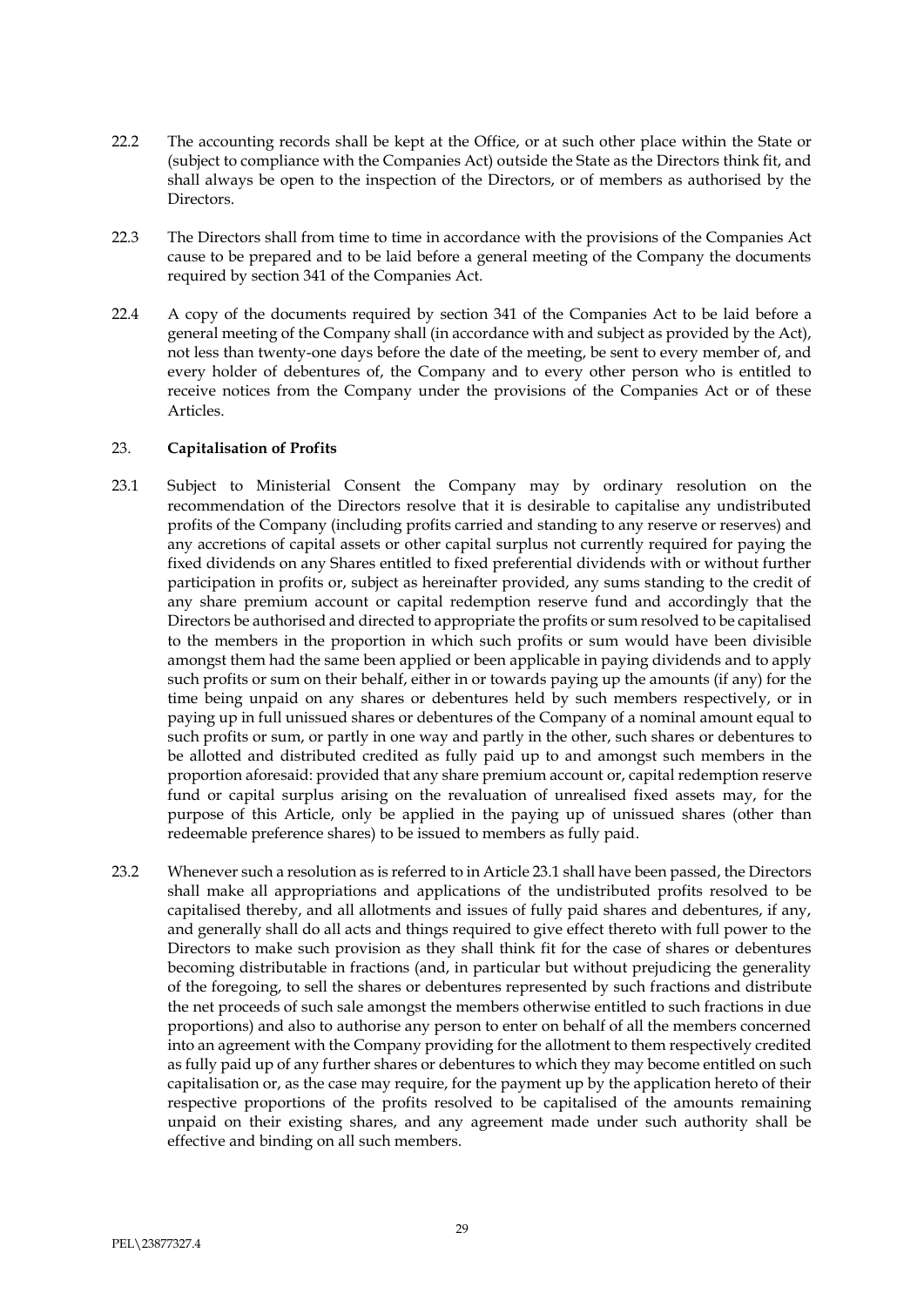22.2 The accounting records shall be kept at the Office, or at such other place within the State or (subject to compliance with the Companies Act) outside the State as the Directors think fit, and shall always be open to the inspection of the Directors, or of members as authorised by the Directors.

22.3 The Directors shall from time to time in accordance with the provisions of the Companies Act cause to be prepared and to be laid before a general meeting of the Company the documents required by section 341 of the Companies Act.

22.4 A copy of the documents required by section 341 of the Companies Act to be laid before a general meeting of the Company shall (in accordance with and subject as provided by the Act), not less than twenty-one days before the date of the meeting, be sent to every member of, and every holder of debentures of, the Company and to every other person who is entitled to receive notices from the Company under the provisions of the Companies Act or of these Articles.

## 23. **Capitalisation of Profits**

23.1 Subject to Ministerial Consent the Company may by ordinary resolution on the recommendation of the Directors resolve that it is desirable to capitalise any undistributed profits of the Company (including profits carried and standing to any reserve or reserves) and any accretions of capital assets or other capital surplus not currently required for paying the fixed dividends on any Shares entitled to fixed preferential dividends with or without further participation in profits or, subject as hereinafter provided, any sums standing to the credit of any share premium account or capital redemption reserve fund and accordingly that the Directors be authorised and directed to appropriate the profits or sum resolved to be capitalised to the members in the proportion in which such profits or sum would have been divisible amongst them had the same been applied or been applicable in paying dividends and to apply such profits or sum on their behalf, either in or towards paying up the amounts (if any) for the time being unpaid on any shares or debentures held by such members respectively, or in paying up in full unissued shares or debentures of the Company of a nominal amount equal to such profits or sum, or partly in one way and partly in the other, such shares or debentures to be allotted and distributed credited as fully paid up to and amongst such members in the proportion aforesaid: provided that any share premium account or, capital redemption reserve fund or capital surplus arising on the revaluation of unrealised fixed assets may, for the purpose of this Article, only be applied in the paying up of unissued shares (other than redeemable preference shares) to be issued to members as fully paid.

23.2 Whenever such a resolution as is referred to in Article 23.1 shall have been passed, the Directors shall make all appropriations and applications of the undistributed profits resolved to be capitalised thereby, and all allotments and issues of fully paid shares and debentures, if any, and generally shall do all acts and things required to give effect thereto with full power to the Directors to make such provision as they shall think fit for the case of shares or debentures becoming distributable in fractions (and, in particular but without prejudicing the generality of the foregoing, to sell the shares or debentures represented by such fractions and distribute the net proceeds of such sale amongst the members otherwise entitled to such fractions in due proportions) and also to authorise any person to enter on behalf of all the members concerned into an agreement with the Company providing for the allotment to them respectively credited as fully paid up of any further shares or debentures to which they may become entitled on such capitalisation or, as the case may require, for the payment up by the application hereto of their respective proportions of the profits resolved to be capitalised of the amounts remaining unpaid on their existing shares, and any agreement made under such authority shall be effective and binding on all such members.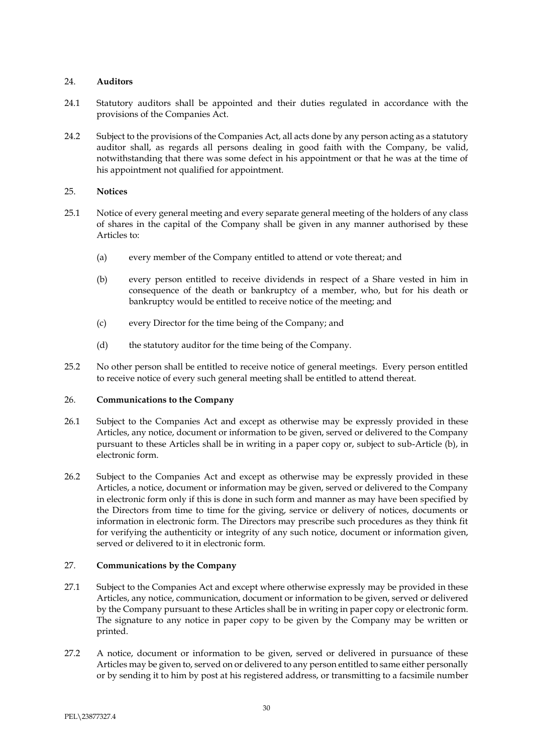## 24. **Auditors**

24.1 Statutory auditors shall be appointed and their duties regulated in accordance with the provisions of the Companies Act.

24.2 Subject to the provisions of the Companies Act, all acts done by any person acting as a statutory auditor shall, as regards all persons dealing in good faith with the Company, be valid, notwithstanding that there was some defect in his appointment or that he was at the time of his appointment not qualified for appointment.

## 25. **Notices**

25.1 Notice of every general meeting and every separate general meeting of the holders of any class of shares in the capital of the Company shall be given in any manner authorised by these Articles to:

(a) every member of the Company entitled to attend or vote thereat; and

(b) every person entitled to receive dividends in respect of a Share vested in him in consequence of the death or bankruptcy of a member, who, but for his death or bankruptcy would be entitled to receive notice of the meeting; and

(c) every Director for the time being of the Company; and

(d) the statutory auditor for the time being of the Company.

25.2 No other person shall be entitled to receive notice of general meetings. Every person entitled to receive notice of every such general meeting shall be entitled to attend thereat.

## 26. **Communications to the Company**

26.1 Subject to the Companies Act and except as otherwise may be expressly provided in these Articles, any notice, document or information to be given, served or delivered to the Company pursuant to these Articles shall be in writing in a paper copy or, subject to sub-Article (b), in electronic form.

26.2 Subject to the Companies Act and except as otherwise may be expressly provided in these Articles, a notice, document or information may be given, served or delivered to the Company in electronic form only if this is done in such form and manner as may have been specified by the Directors from time to time for the giving, service or delivery of notices, documents or information in electronic form. The Directors may prescribe such procedures as they think fit for verifying the authenticity or integrity of any such notice, document or information given, served or delivered to it in electronic form.

## 27. **Communications by the Company**

27.1 Subject to the Companies Act and except where otherwise expressly may be provided in these Articles, any notice, communication, document or information to be given, served or delivered by the Company pursuant to these Articles shall be in writing in paper copy or electronic form. The signature to any notice in paper copy to be given by the Company may be written or printed.

27.2 A notice, document or information to be given, served or delivered in pursuance of these Articles may be given to, served on or delivered to any person entitled to same either personally or by sending it to him by post at his registered address, or transmitting to a facsimile number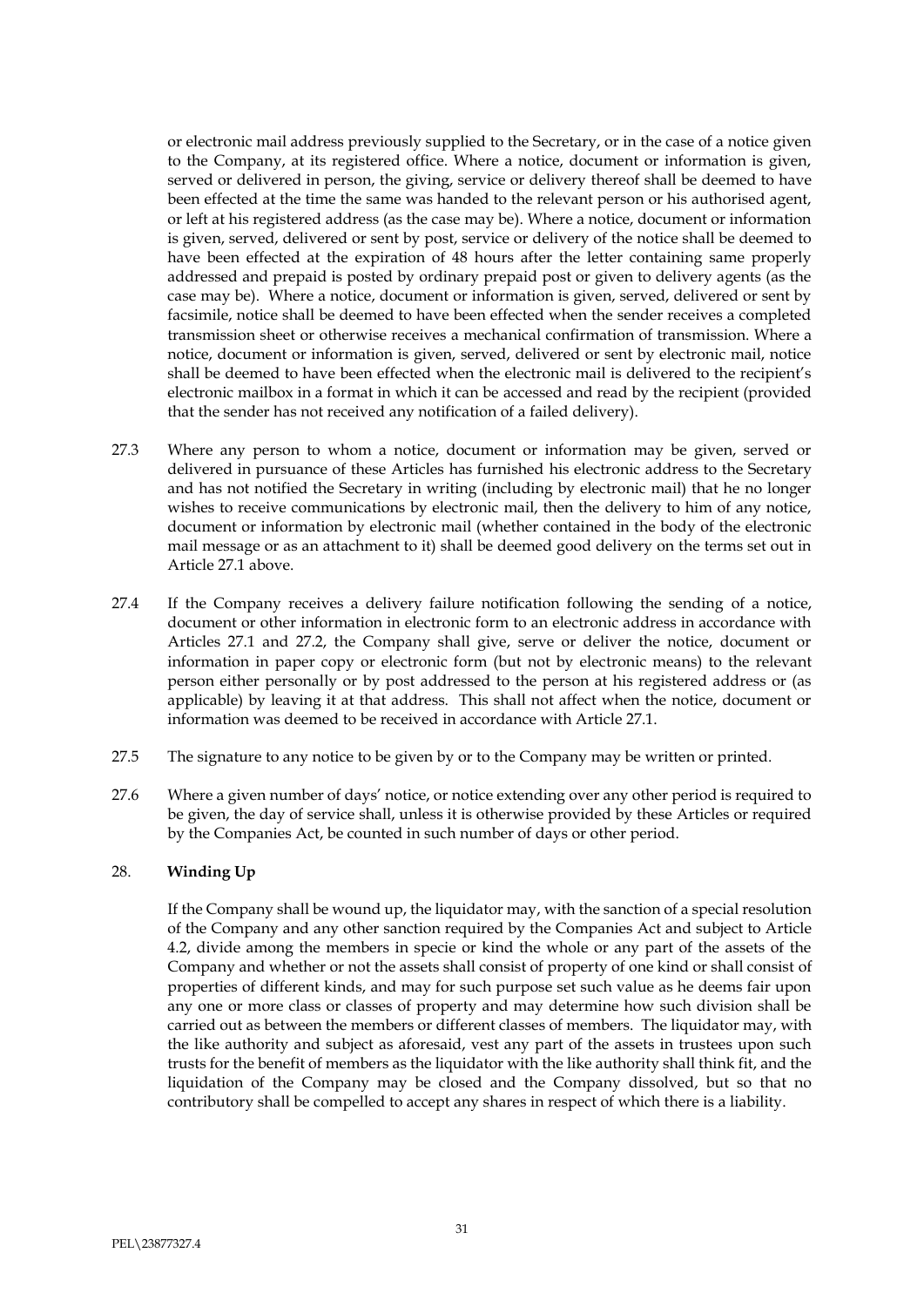or electronic mail address previously supplied to the Secretary, or in the case of a notice given to the Company, at its registered office. Where a notice, document or information is given, served or delivered in person, the giving, service or delivery thereof shall be deemed to have been effected at the time the same was handed to the relevant person or his authorised agent, or left at his registered address (as the case may be). Where a notice, document or information is given, served, delivered or sent by post, service or delivery of the notice shall be deemed to have been effected at the expiration of 48 hours after the letter containing same properly addressed and prepaid is posted by ordinary prepaid post or given to delivery agents (as the case may be). Where a notice, document or information is given, served, delivered or sent by facsimile, notice shall be deemed to have been effected when the sender receives a completed transmission sheet or otherwise receives a mechanical confirmation of transmission. Where a notice, document or information is given, served, delivered or sent by electronic mail, notice shall be deemed to have been effected when the electronic mail is delivered to the recipient's electronic mailbox in a format in which it can be accessed and read by the recipient (provided that the sender has not received any notification of a failed delivery).

27.3 Where any person to whom a notice, document or information may be given, served or delivered in pursuance of these Articles has furnished his electronic address to the Secretary and has not notified the Secretary in writing (including by electronic mail) that he no longer wishes to receive communications by electronic mail, then the delivery to him of any notice, document or information by electronic mail (whether contained in the body of the electronic mail message or as an attachment to it) shall be deemed good delivery on the terms set out in Article 27.1 above.

27.4 If the Company receives a delivery failure notification following the sending of a notice, document or other information in electronic form to an electronic address in accordance with Articles 27.1 and 27.2, the Company shall give, serve or deliver the notice, document or information in paper copy or electronic form (but not by electronic means) to the relevant person either personally or by post addressed to the person at his registered address or (as applicable) by leaving it at that address. This shall not affect when the notice, document or information was deemed to be received in accordance with Article 27.1.

27.5 The signature to any notice to be given by or to the Company may be written or printed.

27.6 Where a given number of days' notice, or notice extending over any other period is required to be given, the day of service shall, unless it is otherwise provided by these Articles or required by the Companies Act, be counted in such number of days or other period.

## 28. **Winding Up**

If the Company shall be wound up, the liquidator may, with the sanction of a special resolution of the Company and any other sanction required by the Companies Act and subject to Article 4.2, divide among the members in specie or kind the whole or any part of the assets of the Company and whether or not the assets shall consist of property of one kind or shall consist of properties of different kinds, and may for such purpose set such value as he deems fair upon any one or more class or classes of property and may determine how such division shall be carried out as between the members or different classes of members. The liquidator may, with the like authority and subject as aforesaid, vest any part of the assets in trustees upon such trusts for the benefit of members as the liquidator with the like authority shall think fit, and the liquidation of the Company may be closed and the Company dissolved, but so that no contributory shall be compelled to accept any shares in respect of which there is a liability.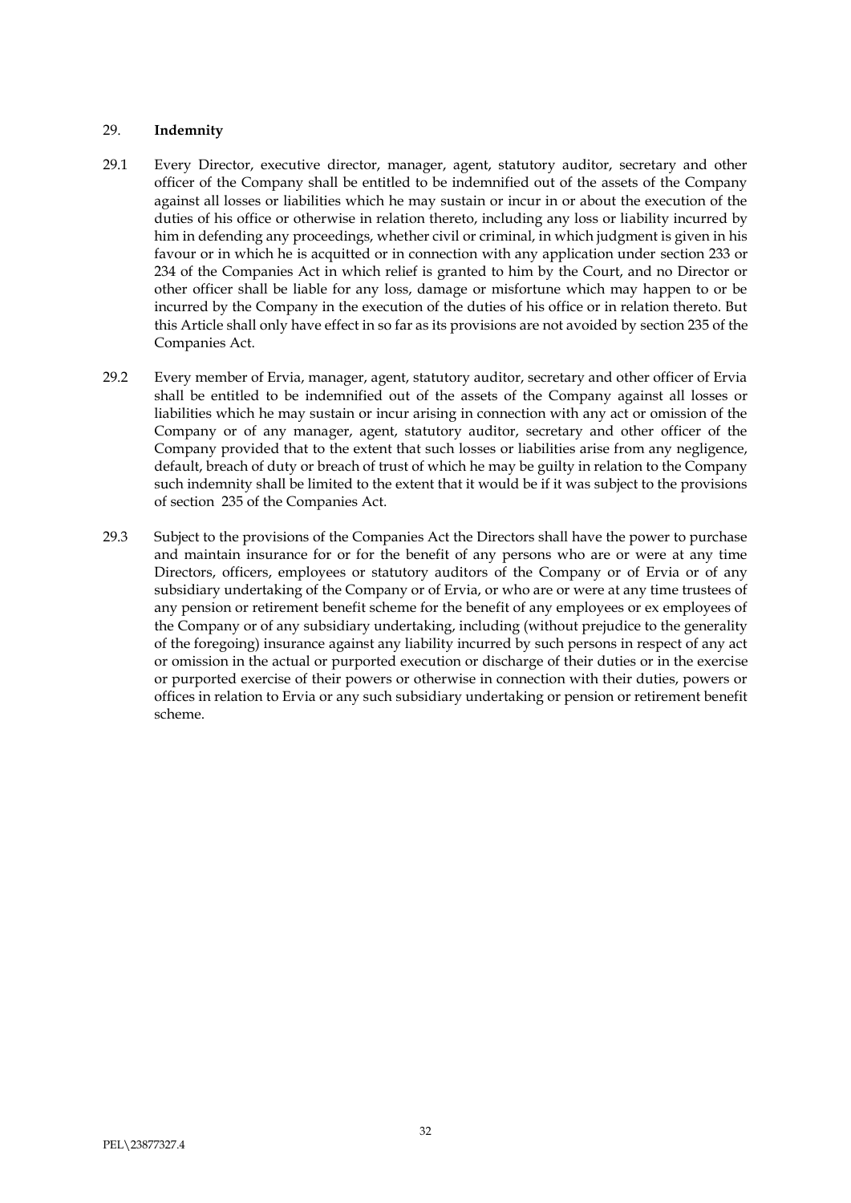## 29. **Indemnity**

29.1 Every Director, executive director, manager, agent, statutory auditor, secretary and other officer of the Company shall be entitled to be indemnified out of the assets of the Company against all losses or liabilities which he may sustain or incur in or about the execution of the duties of his office or otherwise in relation thereto, including any loss or liability incurred by him in defending any proceedings, whether civil or criminal, in which judgment is given in his favour or in which he is acquitted or in connection with any application under section 233 or 234 of the Companies Act in which relief is granted to him by the Court, and no Director or other officer shall be liable for any loss, damage or misfortune which may happen to or be incurred by the Company in the execution of the duties of his office or in relation thereto. But this Article shall only have effect in so far as its provisions are not avoided by section 235 of the Companies Act.

29.2 Every member of Ervia, manager, agent, statutory auditor, secretary and other officer of Ervia shall be entitled to be indemnified out of the assets of the Company against all losses or liabilities which he may sustain or incur arising in connection with any act or omission of the Company or of any manager, agent, statutory auditor, secretary and other officer of the Company provided that to the extent that such losses or liabilities arise from any negligence, default, breach of duty or breach of trust of which he may be guilty in relation to the Company such indemnity shall be limited to the extent that it would be if it was subject to the provisions of section 235 of the Companies Act.

29.3 Subject to the provisions of the Companies Act the Directors shall have the power to purchase and maintain insurance for or for the benefit of any persons who are or were at any time Directors, officers, employees or statutory auditors of the Company or of Ervia or of any subsidiary undertaking of the Company or of Ervia, or who are or were at any time trustees of any pension or retirement benefit scheme for the benefit of any employees or ex employees of the Company or of any subsidiary undertaking, including (without prejudice to the generality of the foregoing) insurance against any liability incurred by such persons in respect of any act or omission in the actual or purported execution or discharge of their duties or in the exercise or purported exercise of their powers or otherwise in connection with their duties, powers or offices in relation to Ervia or any such subsidiary undertaking or pension or retirement benefit scheme.

PEL\23877327.4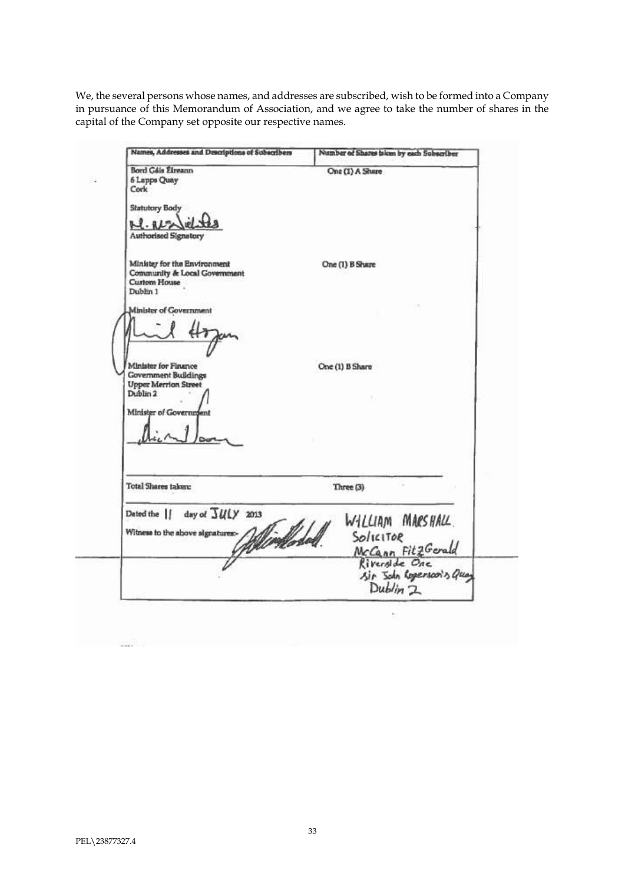We, the several persons whose names, and addresses are subscribed, wish to be formed into a Company in pursuance of this Memorandum of Association, and we agree to take the number of shares in the capital of the Company set opposite our respective names.

| Names, Addresses and Descriptions of Subscribers | Number of Shares taken by each Subscriber |
| --- | --- |
| Bord Gáis Éireann<br>6 Lapps Quay<br>Cork<br><br>Statutory Body<br><br>Authorised Signatory | One (1) A Share |
| Ministry for the Environment<br>Community & Local Government<br>Custom House<br>Dublin 1<br><br>Minister of Government | One (1) B Share |
| Minister for Finance<br>Government Buildings<br>Upper Merrion Street<br>Dublin 2<br><br>Minister of Government | One (1) B Share |
| Total Shares taken: | Three (3) |

Dated the 11 day of JULY 2013

Witness to the above signatures:-

WILLIAM MARSHALL
SOLICITOR
McCann FitzGerald
Riverside One
Sir John Rogerson's Quay
Dublin 2

PEL\23877327.4